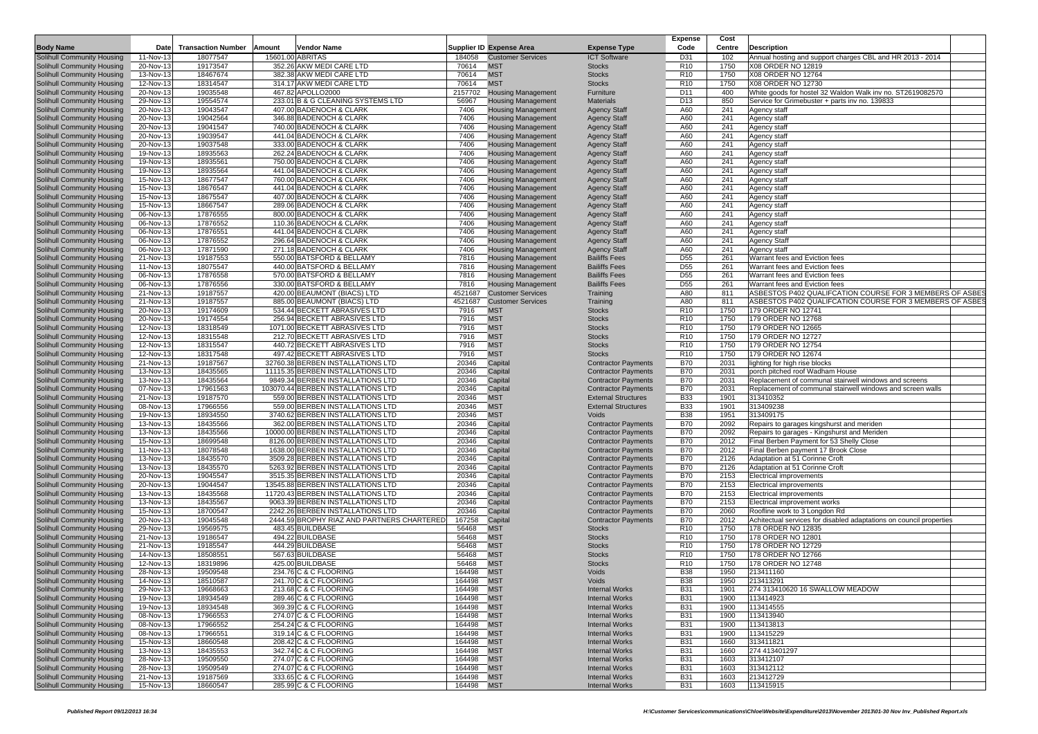| Body Name | Date | Transaction Number | Amount | Vendor Name | Supplier ID | Expense Area | Expense Type | Expense Code | Cost Centre | Description |
|---|---|---|---|---|---|---|---|---|---|---|
| Solihull Community Housing | 11-Nov-13 | 18077547 | 15601.00 | ABRITAS | 184058 | Customer Services | ICT Software | D31 | 102 | Annual hosting and support charges CBL and HR 2013 - 2014 |
| Solihull Community Housing | 20-Nov-13 | 19173547 | 352.26 | AKW MEDI CARE LTD | 70614 | MST | Stocks | R10 | 1750 | X08 ORDER NO 12819 |
| Solihull Community Housing | 13-Nov-13 | 18467674 | 382.38 | AKW MEDI CARE LTD | 70614 | MST | Stocks | R10 | 1750 | X08 ORDER NO 12764 |
| Solihull Community Housing | 12-Nov-13 | 18314547 | 314.17 | AKW MEDI CARE LTD | 70614 | MST | Stocks | R10 | 1750 | X08 ORDER NO 12730 |
| Solihull Community Housing | 20-Nov-13 | 19035548 | 467.82 | APOLLO2000 | 2157702 | Housing Management | Furniture | D11 | 400 | White goods for hostel 32 Waldon Walk inv no. ST2619082570 |
| Solihull Community Housing | 29-Nov-13 | 19554574 | 233.01 | B & G CLEANING SYSTEMS LTD | 56967 | Housing Management | Materials | D13 | 850 | Service for Grimebuster + parts inv no. 139833 |
| Solihull Community Housing | 20-Nov-13 | 19043547 | 407.00 | BADENOCH & CLARK | 7406 | Housing Management | Agency Staff | A60 | 241 | Agency staff |
| Solihull Community Housing | 20-Nov-13 | 19042564 | 346.88 | BADENOCH & CLARK | 7406 | Housing Management | Agency Staff | A60 | 241 | Agency staff |
| Solihull Community Housing | 20-Nov-13 | 19041547 | 740.00 | BADENOCH & CLARK | 7406 | Housing Management | Agency Staff | A60 | 241 | Agency staff |
| Solihull Community Housing | 20-Nov-13 | 19039547 | 441.04 | BADENOCH & CLARK | 7406 | Housing Management | Agency Staff | A60 | 241 | Agency staff |
| Solihull Community Housing | 20-Nov-13 | 19037548 | 333.00 | BADENOCH & CLARK | 7406 | Housing Management | Agency Staff | A60 | 241 | Agency staff |
| Solihull Community Housing | 19-Nov-13 | 18935563 | 262.24 | BADENOCH & CLARK | 7406 | Housing Management | Agency Staff | A60 | 241 | Agency staff |
| Solihull Community Housing | 19-Nov-13 | 18935561 | 750.00 | BADENOCH & CLARK | 7406 | Housing Management | Agency Staff | A60 | 241 | Agency staff |
| Solihull Community Housing | 19-Nov-13 | 18935564 | 441.04 | BADENOCH & CLARK | 7406 | Housing Management | Agency Staff | A60 | 241 | Agency staff |
| Solihull Community Housing | 15-Nov-13 | 18677547 | 760.00 | BADENOCH & CLARK | 7406 | Housing Management | Agency Staff | A60 | 241 | Agency staff |
| Solihull Community Housing | 15-Nov-13 | 18676547 | 441.04 | BADENOCH & CLARK | 7406 | Housing Management | Agency Staff | A60 | 241 | Agency staff |
| Solihull Community Housing | 15-Nov-13 | 18675547 | 407.00 | BADENOCH & CLARK | 7406 | Housing Management | Agency Staff | A60 | 241 | Agency staff |
| Solihull Community Housing | 15-Nov-13 | 18667547 | 289.06 | BADENOCH & CLARK | 7406 | Housing Management | Agency Staff | A60 | 241 | Agency staff |
| Solihull Community Housing | 06-Nov-13 | 17876555 | 800.00 | BADENOCH & CLARK | 7406 | Housing Management | Agency Staff | A60 | 241 | Agency staff |
| Solihull Community Housing | 06-Nov-13 | 17876552 | 110.36 | BADENOCH & CLARK | 7406 | Housing Management | Agency Staff | A60 | 241 | Agency staff |
| Solihull Community Housing | 06-Nov-13 | 17876551 | 441.04 | BADENOCH & CLARK | 7406 | Housing Management | Agency Staff | A60 | 241 | Agency staff |
| Solihull Community Housing | 06-Nov-13 | 17876552 | 296.64 | BADENOCH & CLARK | 7406 | Housing Management | Agency Staff | A60 | 241 | Agency Staff |
| Solihull Community Housing | 06-Nov-13 | 17871590 | 271.18 | BADENOCH & CLARK | 7406 | Housing Management | Agency Staff | A60 | 241 | Agency staff |
| Solihull Community Housing | 21-Nov-13 | 19187553 | 550.00 | BATSFORD & BELLAMY | 7816 | Housing Management | Bailiffs Fees | D55 | 261 | Warrant fees and Eviction fees |
| Solihull Community Housing | 11-Nov-13 | 18075547 | 440.00 | BATSFORD & BELLAMY | 7816 | Housing Management | Bailiffs Fees | D55 | 261 | Warrant fees and Eviction fees |
| Solihull Community Housing | 06-Nov-13 | 17876558 | 570.00 | BATSFORD & BELLAMY | 7816 | Housing Management | Bailiffs Fees | D55 | 261 | Warrant fees and Eviction fees |
| Solihull Community Housing | 06-Nov-13 | 17876556 | 330.00 | BATSFORD & BELLAMY | 7816 | Housing Management | Bailiffs Fees | D55 | 261 | Warrant fees and Eviction fees |
| Solihull Community Housing | 21-Nov-13 | 19187557 | 420.00 | BEAUMONT (BIACS) LTD | 4521687 | Customer Services | Training | A80 | 811 | ASBESTOS P402 QUALIFCATION COURSE FOR 3 MEMBERS OF ASBES |
| Solihull Community Housing | 21-Nov-13 | 19187557 | 885.00 | BEAUMONT (BIACS) LTD | 4521687 | Customer Services | Training | A80 | 811 | ASBESTOS P402 QUALIFCATION COURSE FOR 3 MEMBERS OF ASBES |
| Solihull Community Housing | 20-Nov-13 | 19174609 | 534.44 | BECKETT ABRASIVES LTD | 7916 | MST | Stocks | R10 | 1750 | 179 ORDER NO 12741 |
| Solihull Community Housing | 20-Nov-13 | 19174554 | 256.94 | BECKETT ABRASIVES LTD | 7916 | MST | Stocks | R10 | 1750 | 179 ORDER NO 12768 |
| Solihull Community Housing | 12-Nov-13 | 18318549 | 1071.00 | BECKETT ABRASIVES LTD | 7916 | MST | Stocks | R10 | 1750 | 179 ORDER NO 12665 |
| Solihull Community Housing | 12-Nov-13 | 18315548 | 212.70 | BECKETT ABRASIVES LTD | 7916 | MST | Stocks | R10 | 1750 | 179 ORDER NO 12727 |
| Solihull Community Housing | 12-Nov-13 | 18315547 | 440.72 | BECKETT ABRASIVES LTD | 7916 | MST | Stocks | R10 | 1750 | 179 ORDER NO 12754 |
| Solihull Community Housing | 12-Nov-13 | 18317548 | 497.42 | BECKETT ABRASIVES LTD | 7916 | MST | Stocks | R10 | 1750 | 179 ORDER NO 12674 |
| Solihull Community Housing | 21-Nov-13 | 19187567 | 32760.38 | BERBEN INSTALLATIONS LTD | 20346 | Capital | Contractor Payments | B70 | 2031 | lighting for high rise blocks |
| Solihull Community Housing | 13-Nov-13 | 18435565 | 11115.35 | BERBEN INSTALLATIONS LTD | 20346 | Capital | Contractor Payments | B70 | 2031 | porch pitched roof Wadham House |
| Solihull Community Housing | 13-Nov-13 | 18435564 | 9849.34 | BERBEN INSTALLATIONS LTD | 20346 | Capital | Contractor Payments | B70 | 2031 | Replacement of communal stairwell windows and screens |
| Solihull Community Housing | 07-Nov-13 | 17961563 | 103070.44 | BERBEN INSTALLATIONS LTD | 20346 | Capital | Contractor Payments | B70 | 2031 | Replacement of communal stairwell windows and screen walls |
| Solihull Community Housing | 21-Nov-13 | 19187570 | 559.00 | BERBEN INSTALLATIONS LTD | 20346 | MST | External Structures | B33 | 1901 | 313410352 |
| Solihull Community Housing | 08-Nov-13 | 17966556 | 559.00 | BERBEN INSTALLATIONS LTD | 20346 | MST | External Structures | B33 | 1901 | 313409238 |
| Solihull Community Housing | 19-Nov-13 | 18934550 | 3740.62 | BERBEN INSTALLATIONS LTD | 20346 | MST | Voids | B38 | 1951 | 313409175 |
| Solihull Community Housing | 13-Nov-13 | 18435566 | 362.00 | BERBEN INSTALLATIONS LTD | 20346 | Capital | Contractor Payments | B70 | 2092 | Repairs to garages kingshurst and meriden |
| Solihull Community Housing | 13-Nov-13 | 18435566 | 10000.00 | BERBEN INSTALLATIONS LTD | 20346 | Capital | Contractor Payments | B70 | 2092 | Repairs to garages - Kingshurst and Meriden |
| Solihull Community Housing | 15-Nov-13 | 18699548 | 8126.00 | BERBEN INSTALLATIONS LTD | 20346 | Capital | Contractor Payments | B70 | 2012 | Final Berben Payment for 53 Shelly Close |
| Solihull Community Housing | 11-Nov-13 | 18078548 | 1638.00 | BERBEN INSTALLATIONS LTD | 20346 | Capital | Contractor Payments | B70 | 2012 | Final Berben payment 17 Brook Close |
| Solihull Community Housing | 13-Nov-13 | 18435570 | 3509.28 | BERBEN INSTALLATIONS LTD | 20346 | Capital | Contractor Payments | B70 | 2126 | Adaptation at 51 Corinne Croft |
| Solihull Community Housing | 13-Nov-13 | 18435570 | 5263.92 | BERBEN INSTALLATIONS LTD | 20346 | Capital | Contractor Payments | B70 | 2126 | Adaptation at 51 Corinne Croft |
| Solihull Community Housing | 20-Nov-13 | 19045547 | 3515.35 | BERBEN INSTALLATIONS LTD | 20346 | Capital | Contractor Payments | B70 | 2153 | Electrical improvements |
| Solihull Community Housing | 20-Nov-13 | 19044547 | 13545.88 | BERBEN INSTALLATIONS LTD | 20346 | Capital | Contractor Payments | B70 | 2153 | Electrical improvements |
| Solihull Community Housing | 13-Nov-13 | 18435568 | 11720.43 | BERBEN INSTALLATIONS LTD | 20346 | Capital | Contractor Payments | B70 | 2153 | Electrical improvements |
| Solihull Community Housing | 13-Nov-13 | 18435567 | 9063.39 | BERBEN INSTALLATIONS LTD | 20346 | Capital | Contractor Payments | B70 | 2153 | Electrical improvement works |
| Solihull Community Housing | 15-Nov-13 | 18700547 | 2242.26 | BERBEN INSTALLATIONS LTD | 20346 | Capital | Contractor Payments | B70 | 2060 | Roofline work to 3 Longdon Rd |
| Solihull Community Housing | 20-Nov-13 | 19045548 | 2444.59 | BROPHY RIAZ AND PARTNERS CHARTERED | 167258 | Capital | Contractor Payments | B70 | 2012 | Achitectual services for disabled adaptations on council properties |
| Solihull Community Housing | 29-Nov-13 | 19569575 | 483.45 | BUILDBASE | 56468 | MST | Stocks | R10 | 1750 | 178 ORDER NO 12835 |
| Solihull Community Housing | 21-Nov-13 | 19186547 | 494.22 | BUILDBASE | 56468 | MST | Stocks | R10 | 1750 | 178 ORDER NO 12801 |
| Solihull Community Housing | 21-Nov-13 | 19185547 | 444.29 | BUILDBASE | 56468 | MST | Stocks | R10 | 1750 | 178 ORDER NO 12729 |
| Solihull Community Housing | 14-Nov-13 | 18508551 | 567.63 | BUILDBASE | 56468 | MST | Stocks | R10 | 1750 | 178 ORDER NO 12766 |
| Solihull Community Housing | 12-Nov-13 | 18319896 | 425.00 | BUILDBASE | 56468 | MST | Stocks | R10 | 1750 | 178 ORDER NO 12748 |
| Solihull Community Housing | 28-Nov-13 | 19509548 | 234.76 | C & C FLOORING | 164498 | MST | Voids | B38 | 1950 | 213411160 |
| Solihull Community Housing | 14-Nov-13 | 18510587 | 241.70 | C & C FLOORING | 164498 | MST | Voids | B38 | 1950 | 213413291 |
| Solihull Community Housing | 29-Nov-13 | 19668663 | 213.68 | C & C FLOORING | 164498 | MST | Internal Works | B31 | 1901 | 274 313410620 16 SWALLOW MEADOW |
| Solihull Community Housing | 19-Nov-13 | 18934549 | 289.46 | C & C FLOORING | 164498 | MST | Internal Works | B31 | 1900 | 113414923 |
| Solihull Community Housing | 19-Nov-13 | 18934548 | 369.39 | C & C FLOORING | 164498 | MST | Internal Works | B31 | 1900 | 113414555 |
| Solihull Community Housing | 08-Nov-13 | 17966553 | 274.07 | C & C FLOORING | 164498 | MST | Internal Works | B31 | 1900 | 113413940 |
| Solihull Community Housing | 08-Nov-13 | 17966552 | 254.24 | C & C FLOORING | 164498 | MST | Internal Works | B31 | 1900 | 113413813 |
| Solihull Community Housing | 08-Nov-13 | 17966551 | 319.14 | C & C FLOORING | 164498 | MST | Internal Works | B31 | 1900 | 113415229 |
| Solihull Community Housing | 15-Nov-13 | 18660548 | 208.42 | C & C FLOORING | 164498 | MST | Internal Works | B31 | 1660 | 313411821 |
| Solihull Community Housing | 13-Nov-13 | 18435553 | 342.74 | C & C FLOORING | 164498 | MST | Internal Works | B31 | 1660 | 274 413401297 |
| Solihull Community Housing | 28-Nov-13 | 19509550 | 274.07 | C & C FLOORING | 164498 | MST | Internal Works | B31 | 1603 | 313412107 |
| Solihull Community Housing | 28-Nov-13 | 19509549 | 274.07 | C & C FLOORING | 164498 | MST | Internal Works | B31 | 1603 | 313412112 |
| Solihull Community Housing | 21-Nov-13 | 19187569 | 333.65 | C & C FLOORING | 164498 | MST | Internal Works | B31 | 1603 | 213412729 |
| Solihull Community Housing | 15-Nov-13 | 18660547 | 285.99 | C & C FLOORING | 164498 | MST | Internal Works | B31 | 1603 | 113415915 |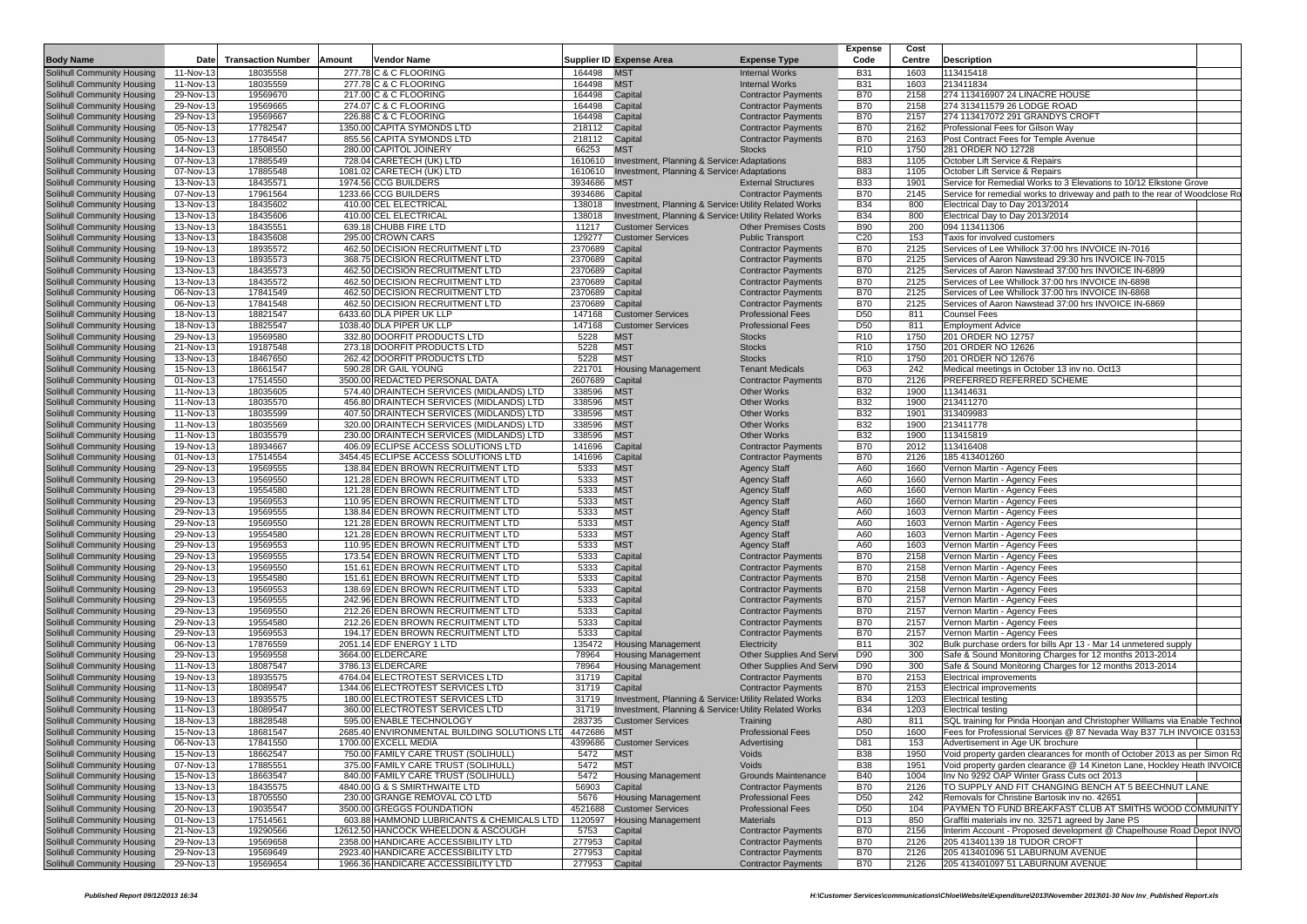| Body Name | Date | Transaction Number | Amount | Vendor Name | Supplier ID | Expense Area | Expense Type | Expense Code | Cost Centre | Description |
|---|---|---|---|---|---|---|---|---|---|---|
| Solihull Community Housing | 11-Nov-13 | 18035558 | 277.78 | C & C FLOORING | 164498 | MST | Internal Works | B31 | 1603 | 113415418 |
| Solihull Community Housing | 11-Nov-13 | 18035559 | 277.78 | C & C FLOORING | 164498 | MST | Internal Works | B31 | 1603 | 213411834 |
| Solihull Community Housing | 29-Nov-13 | 19569670 | 217.00 | C & C FLOORING | 164498 | Capital | Contractor Payments | B70 | 2158 | 274 113416907 24 LINACRE HOUSE |
| Solihull Community Housing | 29-Nov-13 | 19569665 | 274.07 | C & C FLOORING | 164498 | Capital | Contractor Payments | B70 | 2158 | 274 313411579 26 LODGE ROAD |
| Solihull Community Housing | 29-Nov-13 | 19569667 | 226.88 | C & C FLOORING | 164498 | Capital | Contractor Payments | B70 | 2157 | 274 113417072 291 GRANDYS CROFT |
| Solihull Community Housing | 05-Nov-13 | 17782547 | 1350.00 | CAPITA SYMONDS LTD | 218112 | Capital | Contractor Payments | B70 | 2162 | Professional Fees for Gilson Way |
| Solihull Community Housing | 05-Nov-13 | 17784547 | 855.56 | CAPITA SYMONDS LTD | 218112 | Capital | Contractor Payments | B70 | 2163 | Post Contract Fees for Temple Avenue |
| Solihull Community Housing | 14-Nov-13 | 18508550 | 280.00 | CAPITOL JOINERY | 66253 | MST | Stocks | R10 | 1750 | 281 ORDER NO 12728 |
| Solihull Community Housing | 07-Nov-13 | 17885549 | 728.04 | CARETECH (UK) LTD | 1610610 | Investment, Planning & Service Adaptations | | B83 | 1105 | October Lift Service & Repairs |
| Solihull Community Housing | 07-Nov-13 | 17885548 | 1081.02 | CARETECH (UK) LTD | 1610610 | Investment, Planning & Service Adaptations | | B83 | 1105 | October Lift Service & Repairs |
| Solihull Community Housing | 13-Nov-13 | 18435571 | 1974.56 | CCG BUILDERS | 3934686 | MST | External Structures | B33 | 1901 | Service for Remedial Works to 3 Elevations to 10/12 Elkstone Grove |
| Solihull Community Housing | 07-Nov-13 | 17961564 | 1233.66 | CCG BUILDERS | 3934686 | Capital | Contractor Payments | B70 | 2145 | Service for remedial works to driveway and path to the rear of Woodclose Ro |
| Solihull Community Housing | 13-Nov-13 | 18435602 | 410.00 | CEL ELECTRICAL | 138018 | Investment, Planning & Service Utility Related Works | | B34 | 800 | Electrical Day to Day 2013/2014 |
| Solihull Community Housing | 13-Nov-13 | 18435606 | 410.00 | CEL ELECTRICAL | 138018 | Investment, Planning & Service Utility Related Works | | B34 | 800 | Electrical Day to Day 2013/2014 |
| Solihull Community Housing | 13-Nov-13 | 18435551 | 639.18 | CHUBB FIRE LTD | 11217 | Customer Services | Other Premises Costs | B90 | 200 | 094 113411306 |
| Solihull Community Housing | 13-Nov-13 | 18435608 | 295.00 | CROWN CARS | 129277 | Customer Services | Public Transport | C20 | 153 | Taxis for involved customers |
| Solihull Community Housing | 19-Nov-13 | 18935572 | 462.50 | DECISION RECRUITMENT LTD | 2370689 | Capital | Contractor Payments | B70 | 2125 | Services of Lee Whillock 37:00 hrs INVOICE IN-7016 |
| Solihull Community Housing | 19-Nov-13 | 18935573 | 368.75 | DECISION RECRUITMENT LTD | 2370689 | Capital | Contractor Payments | B70 | 2125 | Services of Aaron Nawstead 29:30 hrs INVOICE IN-7015 |
| Solihull Community Housing | 13-Nov-13 | 18435573 | 462.50 | DECISION RECRUITMENT LTD | 2370689 | Capital | Contractor Payments | B70 | 2125 | Services of Aaron Nawstead 37:00 hrs INVOICE IN-6899 |
| Solihull Community Housing | 13-Nov-13 | 18435572 | 462.50 | DECISION RECRUITMENT LTD | 2370689 | Capital | Contractor Payments | B70 | 2125 | Services of Lee Whillock 37:00 hrs INVOICE IN-6898 |
| Solihull Community Housing | 06-Nov-13 | 17841549 | 462.50 | DECISION RECRUITMENT LTD | 2370689 | Capital | Contractor Payments | B70 | 2125 | Services of Lee Whillock 37:00 hrs INVOICE IN-6868 |
| Solihull Community Housing | 06-Nov-13 | 17841548 | 462.50 | DECISION RECRUITMENT LTD | 2370689 | Capital | Contractor Payments | B70 | 2125 | Services of Aaron Nawstead 37:00 hrs INVOICE IN-6869 |
| Solihull Community Housing | 18-Nov-13 | 18821547 | 6433.60 | DLA PIPER UK LLP | 147168 | Customer Services | Professional Fees | D50 | 811 | Counsel Fees |
| Solihull Community Housing | 18-Nov-13 | 18825547 | 1038.40 | DLA PIPER UK LLP | 147168 | Customer Services | Professional Fees | D50 | 811 | Employment Advice |
| Solihull Community Housing | 29-Nov-13 | 19569580 | 332.80 | DOORFIT PRODUCTS LTD | 5228 | MST | Stocks | R10 | 1750 | 201 ORDER NO 12757 |
| Solihull Community Housing | 21-Nov-13 | 19187548 | 273.18 | DOORFIT PRODUCTS LTD | 5228 | MST | Stocks | R10 | 1750 | 201 ORDER NO 12626 |
| Solihull Community Housing | 13-Nov-13 | 18467650 | 262.42 | DOORFIT PRODUCTS LTD | 5228 | MST | Stocks | R10 | 1750 | 201 ORDER NO 12676 |
| Solihull Community Housing | 15-Nov-13 | 18661547 | 590.28 | DR GAIL YOUNG | 221701 | Housing Management | Tenant Medicals | D63 | 242 | Medical meetings in October 13 inv no. Oct13 |
| Solihull Community Housing | 01-Nov-13 | 17514550 | 3500.00 | REDACTED PERSONAL DATA | 2607689 | Capital | Contractor Payments | B70 | 2126 | PREFERRED REFERRED SCHEME |
| Solihull Community Housing | 11-Nov-13 | 18035605 | 574.40 | DRAINTECH SERVICES (MIDLANDS) LTD | 338596 | MST | Other Works | B32 | 1900 | 113414631 |
| Solihull Community Housing | 11-Nov-13 | 18035570 | 456.80 | DRAINTECH SERVICES (MIDLANDS) LTD | 338596 | MST | Other Works | B32 | 1900 | 213411270 |
| Solihull Community Housing | 11-Nov-13 | 18035599 | 407.50 | DRAINTECH SERVICES (MIDLANDS) LTD | 338596 | MST | Other Works | B32 | 1901 | 313409983 |
| Solihull Community Housing | 11-Nov-13 | 18035569 | 320.00 | DRAINTECH SERVICES (MIDLANDS) LTD | 338596 | MST | Other Works | B32 | 1900 | 213411778 |
| Solihull Community Housing | 11-Nov-13 | 18035579 | 230.00 | DRAINTECH SERVICES (MIDLANDS) LTD | 338596 | MST | Other Works | B32 | 1900 | 113415819 |
| Solihull Community Housing | 19-Nov-13 | 18934667 | 406.09 | ECLIPSE ACCESS SOLUTIONS LTD | 141696 | Capital | Contractor Payments | B70 | 2012 | 113416408 |
| Solihull Community Housing | 01-Nov-13 | 17514554 | 3454.45 | ECLIPSE ACCESS SOLUTIONS LTD | 141696 | Capital | Contractor Payments | B70 | 2126 | 185 413401260 |
| Solihull Community Housing | 29-Nov-13 | 19569555 | 138.84 | EDEN BROWN RECRUITMENT LTD | 5333 | MST | Agency Staff | A60 | 1660 | Vernon Martin - Agency Fees |
| Solihull Community Housing | 29-Nov-13 | 19569550 | 121.28 | EDEN BROWN RECRUITMENT LTD | 5333 | MST | Agency Staff | A60 | 1660 | Vernon Martin - Agency Fees |
| Solihull Community Housing | 29-Nov-13 | 19554580 | 121.28 | EDEN BROWN RECRUITMENT LTD | 5333 | MST | Agency Staff | A60 | 1660 | Vernon Martin - Agency Fees |
| Solihull Community Housing | 29-Nov-13 | 19569553 | 110.95 | EDEN BROWN RECRUITMENT LTD | 5333 | MST | Agency Staff | A60 | 1660 | Vernon Martin - Agency Fees |
| Solihull Community Housing | 29-Nov-13 | 19569555 | 138.84 | EDEN BROWN RECRUITMENT LTD | 5333 | MST | Agency Staff | A60 | 1603 | Vernon Martin - Agency Fees |
| Solihull Community Housing | 29-Nov-13 | 19569550 | 121.28 | EDEN BROWN RECRUITMENT LTD | 5333 | MST | Agency Staff | A60 | 1603 | Vernon Martin - Agency Fees |
| Solihull Community Housing | 29-Nov-13 | 19554580 | 121.28 | EDEN BROWN RECRUITMENT LTD | 5333 | MST | Agency Staff | A60 | 1603 | Vernon Martin - Agency Fees |
| Solihull Community Housing | 29-Nov-13 | 19569553 | 110.95 | EDEN BROWN RECRUITMENT LTD | 5333 | MST | Agency Staff | A60 | 1603 | Vernon Martin - Agency Fees |
| Solihull Community Housing | 29-Nov-13 | 19569555 | 173.54 | EDEN BROWN RECRUITMENT LTD | 5333 | Capital | Contractor Payments | B70 | 2158 | Vernon Martin - Agency Fees |
| Solihull Community Housing | 29-Nov-13 | 19569550 | 151.61 | EDEN BROWN RECRUITMENT LTD | 5333 | Capital | Contractor Payments | B70 | 2158 | Vernon Martin - Agency Fees |
| Solihull Community Housing | 29-Nov-13 | 19554580 | 151.61 | EDEN BROWN RECRUITMENT LTD | 5333 | Capital | Contractor Payments | B70 | 2158 | Vernon Martin - Agency Fees |
| Solihull Community Housing | 29-Nov-13 | 19569553 | 138.69 | EDEN BROWN RECRUITMENT LTD | 5333 | Capital | Contractor Payments | B70 | 2158 | Vernon Martin - Agency Fees |
| Solihull Community Housing | 29-Nov-13 | 19569555 | 242.96 | EDEN BROWN RECRUITMENT LTD | 5333 | Capital | Contractor Payments | B70 | 2157 | Vernon Martin - Agency Fees |
| Solihull Community Housing | 29-Nov-13 | 19569550 | 212.26 | EDEN BROWN RECRUITMENT LTD | 5333 | Capital | Contractor Payments | B70 | 2157 | Vernon Martin - Agency Fees |
| Solihull Community Housing | 29-Nov-13 | 19554580 | 212.26 | EDEN BROWN RECRUITMENT LTD | 5333 | Capital | Contractor Payments | B70 | 2157 | Vernon Martin - Agency Fees |
| Solihull Community Housing | 29-Nov-13 | 19569553 | 194.17 | EDEN BROWN RECRUITMENT LTD | 5333 | Capital | Contractor Payments | B70 | 2157 | Vernon Martin - Agency Fees |
| Solihull Community Housing | 06-Nov-13 | 17876559 | 2051.14 | EDF ENERGY 1 LTD | 135472 | Housing Management | Electricity | B11 | 302 | Bulk purchase orders for bills Apr 13 - Mar 14 unmetered supply |
| Solihull Community Housing | 29-Nov-13 | 19569558 | 3664.00 | ELDERCARE | 78964 | Housing Management | Other Supplies And Servi | D90 | 300 | Safe & Sound Monitoring Charges for 12 months 2013-2014 |
| Solihull Community Housing | 11-Nov-13 | 18087547 | 3786.13 | ELDERCARE | 78964 | Housing Management | Other Supplies And Servi | D90 | 300 | Safe & Sound Monitoring Charges for 12 months 2013-2014 |
| Solihull Community Housing | 19-Nov-13 | 18935575 | 4764.04 | ELECTROTEST SERVICES LTD | 31719 | Capital | Contractor Payments | B70 | 2153 | Electrical improvements |
| Solihull Community Housing | 11-Nov-13 | 18089547 | 1344.06 | ELECTROTEST SERVICES LTD | 31719 | Capital | Contractor Payments | B70 | 2153 | Electrical improvements |
| Solihull Community Housing | 19-Nov-13 | 18935575 | 180.00 | ELECTROTEST SERVICES LTD | 31719 | Investment, Planning & Service Utility Related Works | | B34 | 1203 | Electrical testing |
| Solihull Community Housing | 11-Nov-13 | 18089547 | 360.00 | ELECTROTEST SERVICES LTD | 31719 | Investment, Planning & Service Utility Related Works | | B34 | 1203 | Electrical testing |
| Solihull Community Housing | 18-Nov-13 | 18828548 | 595.00 | ENABLE TECHNOLOGY | 283735 | Customer Services | Training | A80 | 811 | SQL training for Pinda Hoonjan and Christopher Williams via Enable Techno |
| Solihull Community Housing | 15-Nov-13 | 18681547 | 2685.40 | ENVIRONMENTAL BUILDING SOLUTIONS LTD | 4472686 | MST | Professional Fees | D50 | 1600 | Fees for Professional Services @ 87 Nevada Way B37 7LH INVOICE 03153 |
| Solihull Community Housing | 06-Nov-13 | 17841550 | 1700.00 | EXCELL MEDIA | 4399686 | Customer Services | Advertising | D81 | 153 | Advertisement in Age UK brochure |
| Solihull Community Housing | 15-Nov-13 | 18662547 | 750.00 | FAMILY CARE TRUST (SOLIHULL) | 5472 | MST | Voids | B38 | 1950 | Void property garden clearances for month of October 2013 as per Simon Ro |
| Solihull Community Housing | 07-Nov-13 | 17885551 | 375.00 | FAMILY CARE TRUST (SOLIHULL) | 5472 | MST | Voids | B38 | 1951 | Void property garden clearance @ 14 Kineton Lane, Hockley Heath INVOICE |
| Solihull Community Housing | 15-Nov-13 | 18663547 | 840.00 | FAMILY CARE TRUST (SOLIHULL) | 5472 | Housing Management | Grounds Maintenance | B40 | 1004 | Inv No 9292 OAP Winter Grass Cuts oct 2013 |
| Solihull Community Housing | 13-Nov-13 | 18435575 | 4840.00 | G & S SMIRTHWAITE LTD | 56903 | Capital | Contractor Payments | B70 | 2126 | TO SUPPLY AND FIT CHANGING BENCH AT 5 BEECHNUT LANE |
| Solihull Community Housing | 15-Nov-13 | 18705550 | 230.00 | GRANGE REMOVAL CO LTD | 5676 | Housing Management | Professional Fees | D50 | 242 | Removals for Christine Bartosik inv no. 42651 |
| Solihull Community Housing | 20-Nov-13 | 19035547 | 3500.00 | GREGGS FOUNDATION | 4521688 | Customer Services | Professional Fees | D50 | 104 | PAYMEN TO FUND BREAKFAST CLUB AT SMITHS WOOD COMMUNITY |
| Solihull Community Housing | 01-Nov-13 | 17514561 | 603.88 | HAMMOND LUBRICANTS & CHEMICALS LTD | 1120597 | Housing Management | Materials | D13 | 850 | Graffiti materials inv no. 32571 agreed by Jane PS |
| Solihull Community Housing | 21-Nov-13 | 19290566 | 12612.50 | HANCOCK WHEELDON & ASCOUGH | 5753 | Capital | Contractor Payments | B70 | 2156 | Interim Account - Proposed development @ Chapelhouse Road Depot INVO |
| Solihull Community Housing | 29-Nov-13 | 19569658 | 2358.00 | HANDICARE ACCESSIBILITY LTD | 277953 | Capital | Contractor Payments | B70 | 2126 | 205 413401139 18 TUDOR CROFT |
| Solihull Community Housing | 29-Nov-13 | 19569649 | 2923.40 | HANDICARE ACCESSIBILITY LTD | 277953 | Capital | Contractor Payments | B70 | 2126 | 205 413401096 51 LABURNUM AVENUE |
| Solihull Community Housing | 29-Nov-13 | 19569654 | 1966.36 | HANDICARE ACCESSIBILITY LTD | 277953 | Capital | Contractor Payments | B70 | 2126 | 205 413401097 51 LABURNUM AVENUE |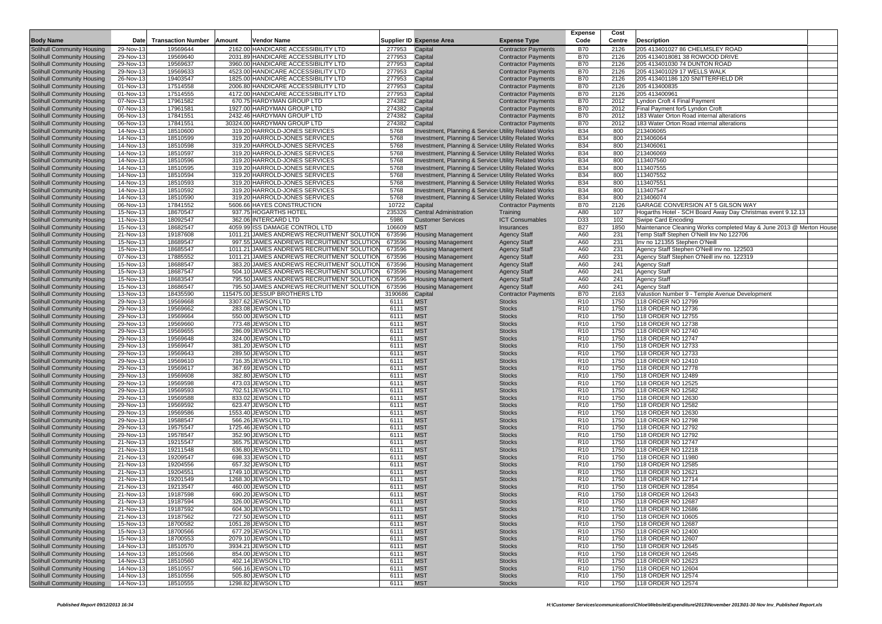| Body Name | Date | Transaction Number | Amount | Vendor Name | Supplier ID | Expense Area | Expense Type | Expense Code | Cost Centre | Description |
|---|---|---|---|---|---|---|---|---|---|---|
| Solihull Community Housing | 29-Nov-13 | 19569644 | 2162.00 | HANDICARE ACCESSIBILITY LTD | 277953 | Capital | Contractor Payments | B70 | 2126 | 205 4134010278 6 CHELMSLEY ROAD |
| Solihull Community Housing | 29-Nov-13 | 19569640 | 2031.89 | HANDICARE ACCESSIBILITY LTD | 277953 | Capital | Contractor Payments | B70 | 2126 | 205 4134018081 38 ROWOOD DRIVE |
| Solihull Community Housing | 29-Nov-13 | 19569637 | 3960.00 | HANDICARE ACCESSIBILITY LTD | 277953 | Capital | Contractor Payments | B70 | 2126 | 205 4134010307 4 DUNTON ROAD |
| Solihull Community Housing | 29-Nov-13 | 19569633 | 4523.00 | HANDICARE ACCESSIBILITY LTD | 277953 | Capital | Contractor Payments | B70 | 2126 | 205 413401029 17 WELLS WALK |
| Solihull Community Housing | 26-Nov-13 | 19403547 | 1825.00 | HANDICARE ACCESSIBILITY LTD | 277953 | Capital | Contractor Payments | B70 | 2126 | 205 413401186 120 SNITTERFIELD DR |
| Solihull Community Housing | 01-Nov-13 | 17514558 | 2006.80 | HANDICARE ACCESSIBILITY LTD | 277953 | Capital | Contractor Payments | B70 | 2126 | 205 413400835 |
| Solihull Community Housing | 01-Nov-13 | 17514555 | 4172.00 | HANDICARE ACCESSIBILITY LTD | 277953 | Capital | Contractor Payments | B70 | 2126 | 205 413400961 |
| Solihull Community Housing | 07-Nov-13 | 17961582 | 670.75 | HARDYMAN GROUP LTD | 274382 | Capital | Contractor Payments | B70 | 2012 | Lyndon Croft 4 Final Payment |
| Solihull Community Housing | 07-Nov-13 | 17961581 | 1927.00 | HARDYMAN GROUP LTD | 274382 | Capital | Contractor Payments | B70 | 2012 | Final Payment for5 Lyndon Croft |
| Solihull Community Housing | 06-Nov-13 | 17841551 | 2432.46 | HARDYMAN GROUP LTD | 274382 | Capital | Contractor Payments | B70 | 2012 | 183 Water Orton Road internal alterations |
| Solihull Community Housing | 06-Nov-13 | 17841551 | 30324.00 | HARDYMAN GROUP LTD | 274382 | Capital | Contractor Payments | B70 | 2012 | 183 Water Orton Road internal alterations |
| Solihull Community Housing | 14-Nov-13 | 18510600 | 319.20 | HARROLD-JONES SERVICES | 5768 | Investment, Planning & Services | Utility Related Works | B34 | 800 | 213406065 |
| Solihull Community Housing | 14-Nov-13 | 18510599 | 319.20 | HARROLD-JONES SERVICES | 5768 | Investment, Planning & Services | Utility Related Works | B34 | 800 | 213406064 |
| Solihull Community Housing | 14-Nov-13 | 18510598 | 319.20 | HARROLD-JONES SERVICES | 5768 | Investment, Planning & Services | Utility Related Works | B34 | 800 | 213406061 |
| Solihull Community Housing | 14-Nov-13 | 18510597 | 319.20 | HARROLD-JONES SERVICES | 5768 | Investment, Planning & Services | Utility Related Works | B34 | 800 | 213406069 |
| Solihull Community Housing | 14-Nov-13 | 18510596 | 319.20 | HARROLD-JONES SERVICES | 5768 | Investment, Planning & Services | Utility Related Works | B34 | 800 | 113407560 |
| Solihull Community Housing | 14-Nov-13 | 18510595 | 319.20 | HARROLD-JONES SERVICES | 5768 | Investment, Planning & Services | Utility Related Works | B34 | 800 | 113407555 |
| Solihull Community Housing | 14-Nov-13 | 18510594 | 319.20 | HARROLD-JONES SERVICES | 5768 | Investment, Planning & Services | Utility Related Works | B34 | 800 | 113407552 |
| Solihull Community Housing | 14-Nov-13 | 18510593 | 319.20 | HARROLD-JONES SERVICES | 5768 | Investment, Planning & Services | Utility Related Works | B34 | 800 | 113407551 |
| Solihull Community Housing | 14-Nov-13 | 18510592 | 319.20 | HARROLD-JONES SERVICES | 5768 | Investment, Planning & Services | Utility Related Works | B34 | 800 | 113407547 |
| Solihull Community Housing | 14-Nov-13 | 18510590 | 319.20 | HARROLD-JONES SERVICES | 5768 | Investment, Planning & Services | Utility Related Works | B34 | 800 | 213406074 |
| Solihull Community Housing | 06-Nov-13 | 17841552 | 5606.66 | HAYES CONSTRUCTION | 10722 | Capital | Contractor Payments | B70 | 2126 | GARAGE CONVERSION AT 5 GILSON WAY |
| Solihull Community Housing | 15-Nov-13 | 18670547 | 937.75 | HOGARTHS HOTEL | 235326 | Central Administration | Training | A80 | 107 | Hogarths Hotel - SCH Board Away Day Christmas event 9.12.13 |
| Solihull Community Housing | 11-Nov-13 | 18092547 | 362.06 | INTERCARD LTD | 5986 | Customer Services | ICT Consumables | D33 | 102 | Swipe Card Encoding |
| Solihull Community Housing | 15-Nov-13 | 18682547 | 4059.99 | ISS DAMAGE CONTROL LTD | 106609 | MST | Insurances | B27 | 1850 | Maintenance Cleaning Works completed May & June 2013 @ Merton House |
| Solihull Community Housing | 21-Nov-13 | 19187608 | 1011.21 | JAMES ANDREWS RECRUITMENT SOLUTION | 673596 | Housing Management | Agency Staff | A60 | 231 | Temp Staff Stephen O'Neill Inv No 122706 |
| Solihull Community Housing | 15-Nov-13 | 18689547 | 997.55 | JAMES ANDREWS RECRUITMENT SOLUTION | 673596 | Housing Management | Agency Staff | A60 | 231 | Inv no 121355 Stephen O'Neill |
| Solihull Community Housing | 15-Nov-13 | 18685547 | 1011.21 | JAMES ANDREWS RECRUITMENT SOLUTION | 673596 | Housing Management | Agency Staff | A60 | 231 | Agency Staff Stephen O'Neill inv no. 122503 |
| Solihull Community Housing | 07-Nov-13 | 17885552 | 1011.21 | JAMES ANDREWS RECRUITMENT SOLUTION | 673596 | Housing Management | Agency Staff | A60 | 231 | Agency Staff Stephen O'Neill inv no. 122319 |
| Solihull Community Housing | 15-Nov-13 | 18688547 | 383.20 | JAMES ANDREWS RECRUITMENT SOLUTION | 673596 | Housing Management | Agency Staff | A60 | 241 | Agency Staff |
| Solihull Community Housing | 15-Nov-13 | 18687547 | 504.10 | JAMES ANDREWS RECRUITMENT SOLUTION | 673596 | Housing Management | Agency Staff | A60 | 241 | Agency Staff |
| Solihull Community Housing | 15-Nov-13 | 18683547 | 795.50 | JAMES ANDREWS RECRUITMENT SOLUTION | 673596 | Housing Management | Agency Staff | A60 | 241 | Agency Staff |
| Solihull Community Housing | 15-Nov-13 | 18686547 | 795.50 | JAMES ANDREWS RECRUITMENT SOLUTION | 673596 | Housing Management | Agency Staff | A60 | 241 | Agency Staff |
| Solihull Community Housing | 13-Nov-13 | 18435590 | 115475.00 | JESSUP BROTHERS LTD | 3190686 | Capital | Contractor Payments | B70 | 2163 | Valustion Number 9 - Temple Avenue Development |
| Solihull Community Housing | 29-Nov-13 | 19569668 | 3307.62 | JEWSON LTD | 6111 | MST | Stocks | R10 | 1750 | 118 ORDER NO 12799 |
| Solihull Community Housing | 29-Nov-13 | 19569662 | 283.08 | JEWSON LTD | 6111 | MST | Stocks | R10 | 1750 | 118 ORDER NO 12736 |
| Solihull Community Housing | 29-Nov-13 | 19569664 | 550.00 | JEWSON LTD | 6111 | MST | Stocks | R10 | 1750 | 118 ORDER NO 12755 |
| Solihull Community Housing | 29-Nov-13 | 19569660 | 773.48 | JEWSON LTD | 6111 | MST | Stocks | R10 | 1750 | 118 ORDER NO 12738 |
| Solihull Community Housing | 29-Nov-13 | 19569655 | 286.09 | JEWSON LTD | 6111 | MST | Stocks | R10 | 1750 | 118 ORDER NO 12740 |
| Solihull Community Housing | 29-Nov-13 | 19569648 | 324.00 | JEWSON LTD | 6111 | MST | Stocks | R10 | 1750 | 118 ORDER NO 12747 |
| Solihull Community Housing | 29-Nov-13 | 19569647 | 381.20 | JEWSON LTD | 6111 | MST | Stocks | R10 | 1750 | 118 ORDER NO 12733 |
| Solihull Community Housing | 29-Nov-13 | 19569643 | 289.50 | JEWSON LTD | 6111 | MST | Stocks | R10 | 1750 | 118 ORDER NO 12733 |
| Solihull Community Housing | 29-Nov-13 | 19569610 | 716.35 | JEWSON LTD | 6111 | MST | Stocks | R10 | 1750 | 118 ORDER NO 12410 |
| Solihull Community Housing | 29-Nov-13 | 19569617 | 367.69 | JEWSON LTD | 6111 | MST | Stocks | R10 | 1750 | 118 ORDER NO 12778 |
| Solihull Community Housing | 29-Nov-13 | 19569608 | 382.80 | JEWSON LTD | 6111 | MST | Stocks | R10 | 1750 | 118 ORDER NO 12489 |
| Solihull Community Housing | 29-Nov-13 | 19569598 | 473.03 | JEWSON LTD | 6111 | MST | Stocks | R10 | 1750 | 118 ORDER NO 12525 |
| Solihull Community Housing | 29-Nov-13 | 19569593 | 702.51 | JEWSON LTD | 6111 | MST | Stocks | R10 | 1750 | 118 ORDER NO 12582 |
| Solihull Community Housing | 29-Nov-13 | 19569588 | 833.02 | JEWSON LTD | 6111 | MST | Stocks | R10 | 1750 | 118 ORDER NO 12630 |
| Solihull Community Housing | 29-Nov-13 | 19569592 | 623.47 | JEWSON LTD | 6111 | MST | Stocks | R10 | 1750 | 118 ORDER NO 12582 |
| Solihull Community Housing | 29-Nov-13 | 19569586 | 1553.40 | JEWSON LTD | 6111 | MST | Stocks | R10 | 1750 | 118 ORDER NO 12630 |
| Solihull Community Housing | 29-Nov-13 | 19588547 | 566.26 | JEWSON LTD | 6111 | MST | Stocks | R10 | 1750 | 118 ORDER NO 12798 |
| Solihull Community Housing | 29-Nov-13 | 19575547 | 1725.46 | JEWSON LTD | 6111 | MST | Stocks | R10 | 1750 | 118 ORDER NO 12792 |
| Solihull Community Housing | 29-Nov-13 | 19578547 | 352.90 | JEWSON LTD | 6111 | MST | Stocks | R10 | 1750 | 118 ORDER NO 12792 |
| Solihull Community Housing | 21-Nov-13 | 19215547 | 365.75 | JEWSON LTD | 6111 | MST | Stocks | R10 | 1750 | 118 ORDER NO 12747 |
| Solihull Community Housing | 21-Nov-13 | 19211548 | 636.80 | JEWSON LTD | 6111 | MST | Stocks | R10 | 1750 | 118 ORDER NO 12218 |
| Solihull Community Housing | 21-Nov-13 | 19209547 | 698.33 | JEWSON LTD | 6111 | MST | Stocks | R10 | 1750 | 118 ORDER NO 11980 |
| Solihull Community Housing | 21-Nov-13 | 19204556 | 657.32 | JEWSON LTD | 6111 | MST | Stocks | R10 | 1750 | 118 ORDER NO 12585 |
| Solihull Community Housing | 21-Nov-13 | 19204551 | 1749.10 | JEWSON LTD | 6111 | MST | Stocks | R10 | 1750 | 118 ORDER NO 12621 |
| Solihull Community Housing | 21-Nov-13 | 19201549 | 1268.30 | JEWSON LTD | 6111 | MST | Stocks | R10 | 1750 | 118 ORDER NO 12714 |
| Solihull Community Housing | 21-Nov-13 | 19213547 | 460.00 | JEWSON LTD | 6111 | MST | Stocks | R10 | 1750 | 118 ORDER NO 12854 |
| Solihull Community Housing | 21-Nov-13 | 19187598 | 690.20 | JEWSON LTD | 6111 | MST | Stocks | R10 | 1750 | 118 ORDER NO 12643 |
| Solihull Community Housing | 21-Nov-13 | 19187594 | 326.00 | JEWSON LTD | 6111 | MST | Stocks | R10 | 1750 | 118 ORDER NO 12687 |
| Solihull Community Housing | 21-Nov-13 | 19187592 | 604.30 | JEWSON LTD | 6111 | MST | Stocks | R10 | 1750 | 118 ORDER NO 12686 |
| Solihull Community Housing | 21-Nov-13 | 19187562 | 727.50 | JEWSON LTD | 6111 | MST | Stocks | R10 | 1750 | 118 ORDER NO 10605 |
| Solihull Community Housing | 15-Nov-13 | 18700582 | 1051.28 | JEWSON LTD | 6111 | MST | Stocks | R10 | 1750 | 118 ORDER NO 12687 |
| Solihull Community Housing | 15-Nov-13 | 18700566 | 677.29 | JEWSON LTD | 6111 | MST | Stocks | R10 | 1750 | 118 ORDER NO 12400 |
| Solihull Community Housing | 15-Nov-13 | 18700553 | 2079.10 | JEWSON LTD | 6111 | MST | Stocks | R10 | 1750 | 118 ORDER NO 12607 |
| Solihull Community Housing | 14-Nov-13 | 18510570 | 3934.21 | JEWSON LTD | 6111 | MST | Stocks | R10 | 1750 | 118 ORDER NO 12645 |
| Solihull Community Housing | 14-Nov-13 | 18510566 | 854.00 | JEWSON LTD | 6111 | MST | Stocks | R10 | 1750 | 118 ORDER NO 12645 |
| Solihull Community Housing | 14-Nov-13 | 18510560 | 402.14 | JEWSON LTD | 6111 | MST | Stocks | R10 | 1750 | 118 ORDER NO 12623 |
| Solihull Community Housing | 14-Nov-13 | 18510557 | 566.16 | JEWSON LTD | 6111 | MST | Stocks | R10 | 1750 | 118 ORDER NO 12604 |
| Solihull Community Housing | 14-Nov-13 | 18510556 | 505.80 | JEWSON LTD | 6111 | MST | Stocks | R10 | 1750 | 118 ORDER NO 12574 |
| Solihull Community Housing | 14-Nov-13 | 18510555 | 1298.82 | JEWSON LTD | 6111 | MST | Stocks | R10 | 1750 | 118 ORDER NO 12574 |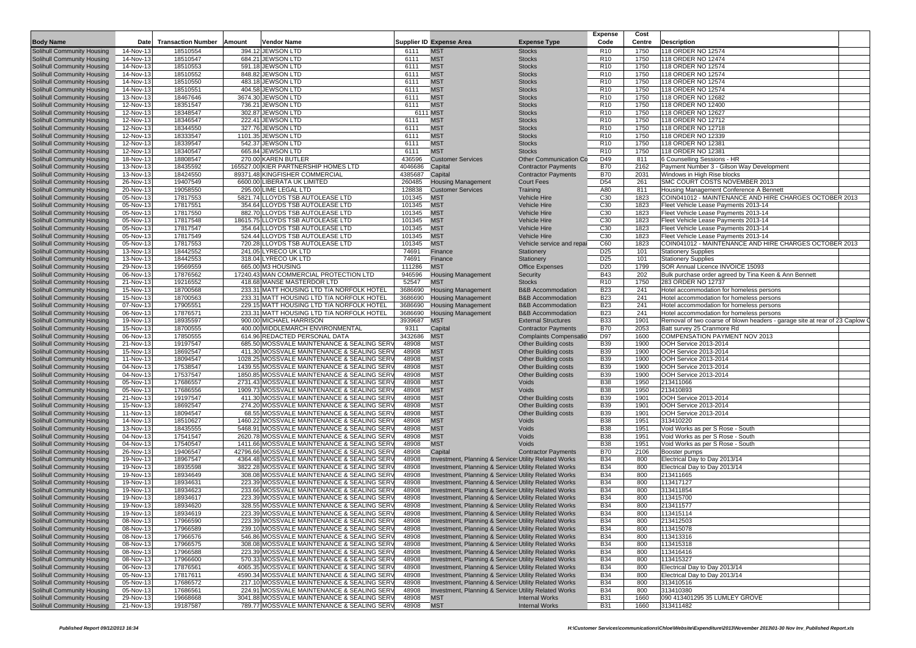| Body Name | Date | Transaction Number | Amount | Vendor Name | Supplier ID | Expense Area | Expense Type | Expense Code | Cost Centre | Description |
|---|---|---|---|---|---|---|---|---|---|---|
| Solihull Community Housing | 14-Nov-13 | 18510554 | 394.12 | JEWSON LTD | 6111 | MST | Stocks | R10 | 1750 | 118 ORDER NO 12574 |
| Solihull Community Housing | 14-Nov-13 | 18510547 | 684.21 | JEWSON LTD | 6111 | MST | Stocks | R10 | 1750 | 118 ORDER NO 12474 |
| Solihull Community Housing | 14-Nov-13 | 18510553 | 591.18 | JEWSON LTD | 6111 | MST | Stocks | R10 | 1750 | 118 ORDER NO 12574 |
| Solihull Community Housing | 14-Nov-13 | 18510552 | 848.82 | JEWSON LTD | 6111 | MST | Stocks | R10 | 1750 | 118 ORDER NO 12574 |
| Solihull Community Housing | 14-Nov-13 | 18510550 | 483.18 | JEWSON LTD | 6111 | MST | Stocks | R10 | 1750 | 118 ORDER NO 12574 |
| Solihull Community Housing | 14-Nov-13 | 18510551 | 404.58 | JEWSON LTD | 6111 | MST | Stocks | R10 | 1750 | 118 ORDER NO 12574 |
| Solihull Community Housing | 13-Nov-13 | 18467646 | 3674.30 | JEWSON LTD | 6111 | MST | Stocks | R10 | 1750 | 118 ORDER NO 12682 |
| Solihull Community Housing | 12-Nov-13 | 18351547 | 736.21 | JEWSON LTD | 6111 | MST | Stocks | R10 | 1750 | 118 ORDER NO 12400 |
| Solihull Community Housing | 12-Nov-13 | 18348547 | 302.87 | JEWSON LTD | 6111 | MST | Stocks | R10 | 1750 | 118 ORDER NO 12627 |
| Solihull Community Housing | 12-Nov-13 | 18346547 | 222.41 | JEWSON LTD | 6111 | MST | Stocks | R10 | 1750 | 118 ORDER NO 12712 |
| Solihull Community Housing | 12-Nov-13 | 18344550 | 327.76 | JEWSON LTD | 6111 | MST | Stocks | R10 | 1750 | 118 ORDER NO 12718 |
| Solihull Community Housing | 12-Nov-13 | 18333547 | 1101.35 | JEWSON LTD | 6111 | MST | Stocks | R10 | 1750 | 118 ORDER NO 12339 |
| Solihull Community Housing | 12-Nov-13 | 18339547 | 542.37 | JEWSON LTD | 6111 | MST | Stocks | R10 | 1750 | 118 ORDER NO 12381 |
| Solihull Community Housing | 12-Nov-13 | 18340547 | 665.84 | JEWSON LTD | 6111 | MST | Stocks | R10 | 1750 | 118 ORDER NO 12381 |
| Solihull Community Housing | 18-Nov-13 | 18808547 | 270.00 | KAREN BUTLER | 436596 | Customer Services | Other Communication Co | D49 | 811 | 6 Counselling Sessions - HR |
| Solihull Community Housing | 13-Nov-13 | 18435592 | 165527.00 | KIER PARTNERSHIP HOMES LTD | 4046686 | Capital | Contractor Payments | B70 | 2162 | Payment Number 3 - Gilson Way Development |
| Solihull Community Housing | 13-Nov-13 | 18424550 | 89371.48 | KINGFISHER COMMERCIAL | 4385687 | Capital | Contractor Payments | B70 | 2031 | Windows in High Rise blocks |
| Solihull Community Housing | 26-Nov-13 | 19407549 | 6600.00 | LIBERATA UK LIMITED | 260485 | Housing Management | Court Fees | D54 | 261 | SMC COURT COSTS NOVEMBER 2013 |
| Solihull Community Housing | 20-Nov-13 | 19058550 | 295.00 | LIME LEGAL LTD | 128838 | Customer Services | Training | A80 | 811 | Housing Management Conference A Bennett |
| Solihull Community Housing | 05-Nov-13 | 17817553 | 5821.74 | LLOYDS TSB AUTOLEASE LTD | 101345 | MST | Vehicle Hire | C30 | 1823 | COIN041012 - MAINTENANCE AND HIRE CHARGES OCTOBER 2013 |
| Solihull Community Housing | 05-Nov-13 | 17817551 | 354.64 | LLOYDS TSB AUTOLEASE LTD | 101345 | MST | Vehicle Hire | C30 | 1823 | Fleet Vehicle Lease Payments 2013-14 |
| Solihull Community Housing | 05-Nov-13 | 17817550 | 882.70 | LLOYDS TSB AUTOLEASE LTD | 101345 | MST | Vehicle Hire | C30 | 1823 | Fleet Vehicle Lease Payments 2013-14 |
| Solihull Community Housing | 05-Nov-13 | 17817548 | 18615.75 | LLOYDS TSB AUTOLEASE LTD | 101345 | MST | Vehicle Hire | C30 | 1823 | Fleet Vehicle Lease Payments 2013-14 |
| Solihull Community Housing | 05-Nov-13 | 17817547 | 354.64 | LLOYDS TSB AUTOLEASE LTD | 101345 | MST | Vehicle Hire | C30 | 1823 | Fleet Vehicle Lease Payments 2013-14 |
| Solihull Community Housing | 05-Nov-13 | 17817549 | 524.44 | LLOYDS TSB AUTOLEASE LTD | 101345 | MST | Vehicle Hire | C30 | 1823 | Fleet Vehicle Lease Payments 2013-14 |
| Solihull Community Housing | 05-Nov-13 | 17817553 | 720.28 | LLOYDS TSB AUTOLEASE LTD | 101345 | MST | Vehicle service and repai | C60 | 1823 | COIN041012 - MAINTENANCE AND HIRE CHARGES OCTOBER 2013 |
| Solihull Community Housing | 13-Nov-13 | 18442552 | 241.05 | LYRECO UK LTD | 74691 | Finance | Stationery | D25 | 101 | Stationery Supplies |
| Solihull Community Housing | 13-Nov-13 | 18442553 | 318.04 | LYRECO UK LTD | 74691 | Finance | Stationery | D25 | 101 | Stationery Supplies |
| Solihull Community Housing | 29-Nov-13 | 19569559 | 665.00 | M3 HOUSING | 111286 | MST | Office Expenses | D20 | 1799 | SOR Annual Licence INVOICE 15093 |
| Solihull Community Housing | 06-Nov-13 | 17876562 | 17240.43 | MAN COMMERCIAL PROTECTION LTD | 946596 | Housing Management | Security | B43 | 202 | Bulk purchase order agreed by Tina Keen & Ann Bennett |
| Solihull Community Housing | 21-Nov-13 | 19216552 | 418.68 | MANSE MASTERDOR LTD | 52547 | MST | Stocks | R10 | 1750 | 283 ORDER NO 12737 |
| Solihull Community Housing | 15-Nov-13 | 18700568 | 233.31 | MATT HOUSING LTD T/A NORFOLK HOTEL | 3686690 | Housing Management | B&B Accommodation | B23 | 241 | Hotel accommodation for homeless persons |
| Solihull Community Housing | 15-Nov-13 | 18700563 | 233.31 | MATT HOUSING LTD T/A NORFOLK HOTEL | 3686690 | Housing Management | B&B Accommodation | B23 | 241 | Hotel accommodation for homeless persons |
| Solihull Community Housing | 07-Nov-13 | 17905551 | 229.15 | MATT HOUSING LTD T/A NORFOLK HOTEL | 3686690 | Housing Management | B&B Accommodation | B23 | 241 | Hotel accommodation for homeless persons |
| Solihull Community Housing | 06-Nov-13 | 17876571 | 233.31 | MATT HOUSING LTD T/A NORFOLK HOTEL | 3686690 | Housing Management | B&B Accommodation | B23 | 241 | Hotel accommodation for homeless persons |
| Solihull Community Housing | 19-Nov-13 | 18935597 | 900.00 | MICHAEL HARRISON | 3939687 | MST | External Structures | B33 | 1901 | Removal of two coarse of blown headers - garage site at rear of 23 Caplow C |
| Solihull Community Housing | 15-Nov-13 | 18700555 | 400.00 | MIDDLEMARCH ENVIRONMENTAL | 9311 | Capital | Contractor Payments | B70 | 2053 | Batt survey 25 Cranmore Rd |
| Solihull Community Housing | 06-Nov-13 | 17850555 | 614.96 | REDACTED PERSONAL DATA | 3432686 | MST | Complaints Compensatio | D97 | 1600 | COMPENSATION PAYMENT NOV 2013 |
| Solihull Community Housing | 21-Nov-13 | 19197547 | 685.50 | MOSSVALE MAINTENANCE & SEALING SERV | 48908 | MST | Other Building costs | B39 | 1900 | OOH Service 2013-2014 |
| Solihull Community Housing | 15-Nov-13 | 18692547 | 411.30 | MOSSVALE MAINTENANCE & SEALING SERV | 48908 | MST | Other Building costs | B39 | 1900 | OOH Service 2013-2014 |
| Solihull Community Housing | 11-Nov-13 | 18094547 | 1028.25 | MOSSVALE MAINTENANCE & SEALING SERV | 48908 | MST | Other Building costs | B39 | 1900 | OOH Service 2013-2014 |
| Solihull Community Housing | 04-Nov-13 | 17538547 | 1439.55 | MOSSVALE MAINTENANCE & SEALING SERV | 48908 | MST | Other Building costs | B39 | 1900 | OOH Service 2013-2014 |
| Solihull Community Housing | 04-Nov-13 | 17537547 | 1850.85 | MOSSVALE MAINTENANCE & SEALING SERV | 48908 | MST | Other Building costs | B39 | 1900 | OOH Service 2013-2014 |
| Solihull Community Housing | 05-Nov-13 | 17686557 | 2731.43 | MOSSVALE MAINTENANCE & SEALING SERV | 48908 | MST | Voids | B38 | 1950 | 213411066 |
| Solihull Community Housing | 05-Nov-13 | 17686556 | 1909.73 | MOSSVALE MAINTENANCE & SEALING SERV | 48908 | MST | Voids | B38 | 1950 | 213410893 |
| Solihull Community Housing | 21-Nov-13 | 19197547 | 411.30 | MOSSVALE MAINTENANCE & SEALING SERV | 48908 | MST | Other Building costs | B39 | 1901 | OOH Service 2013-2014 |
| Solihull Community Housing | 15-Nov-13 | 18692547 | 274.20 | MOSSVALE MAINTENANCE & SEALING SERV | 48908 | MST | Other Building costs | B39 | 1901 | OOH Service 2013-2014 |
| Solihull Community Housing | 11-Nov-13 | 18094547 | 68.55 | MOSSVALE MAINTENANCE & SEALING SERV | 48908 | MST | Other Building costs | B39 | 1901 | OOH Service 2013-2014 |
| Solihull Community Housing | 14-Nov-13 | 18510627 | 1460.22 | MOSSVALE MAINTENANCE & SEALING SERV | 48908 | MST | Voids | B38 | 1951 | 313410220 |
| Solihull Community Housing | 13-Nov-13 | 18435555 | 5468.91 | MOSSVALE MAINTENANCE & SEALING SERV | 48908 | MST | Voids | B38 | 1951 | Void Works as per S Rose - South |
| Solihull Community Housing | 04-Nov-13 | 17541547 | 2620.78 | MOSSVALE MAINTENANCE & SEALING SERV | 48908 | MST | Voids | B38 | 1951 | Void Works as per S Rose - South |
| Solihull Community Housing | 04-Nov-13 | 17540547 | 1411.66 | MOSSVALE MAINTENANCE & SEALING SERV | 48908 | MST | Voids | B38 | 1951 | Void Works as per S Rose - South |
| Solihull Community Housing | 26-Nov-13 | 19406547 | 42796.66 | MOSSVALE MAINTENANCE & SEALING SERV | 48908 | Capital | Contractor Payments | B70 | 2106 | Booster pumps |
| Solihull Community Housing | 19-Nov-13 | 18967547 | 4364.48 | MOSSVALE MAINTENANCE & SEALING SERV | 48908 | Investment, Planning & Service | Utility Related Works | B34 | 800 | Electrical Day to Day 2013/14 |
| Solihull Community Housing | 19-Nov-13 | 18935598 | 3822.28 | MOSSVALE MAINTENANCE & SEALING SERV | 48908 | Investment, Planning & Service | Utility Related Works | B34 | 800 | Electrical Day to Day 2013/14 |
| Solihull Community Housing | 19-Nov-13 | 18934649 | 308.08 | MOSSVALE MAINTENANCE & SEALING SERV | 48908 | Investment, Planning & Service | Utility Related Works | B34 | 800 | 213411665 |
| Solihull Community Housing | 19-Nov-13 | 18934631 | 223.39 | MOSSVALE MAINTENANCE & SEALING SERV | 48908 | Investment, Planning & Service | Utility Related Works | B34 | 800 | 113417127 |
| Solihull Community Housing | 19-Nov-13 | 18934623 | 233.66 | MOSSVALE MAINTENANCE & SEALING SERV | 48908 | Investment, Planning & Service | Utility Related Works | B34 | 800 | 313411854 |
| Solihull Community Housing | 19-Nov-13 | 18934617 | 223.39 | MOSSVALE MAINTENANCE & SEALING SERV | 48908 | Investment, Planning & Service | Utility Related Works | B34 | 800 | 113415700 |
| Solihull Community Housing | 19-Nov-13 | 18934620 | 328.55 | MOSSVALE MAINTENANCE & SEALING SERV | 48908 | Investment, Planning & Service | Utility Related Works | B34 | 800 | 213411577 |
| Solihull Community Housing | 19-Nov-13 | 18934619 | 223.39 | MOSSVALE MAINTENANCE & SEALING SERV | 48908 | Investment, Planning & Service | Utility Related Works | B34 | 800 | 113415114 |
| Solihull Community Housing | 08-Nov-13 | 17966590 | 223.39 | MOSSVALE MAINTENANCE & SEALING SERV | 48908 | Investment, Planning & Service | Utility Related Works | B34 | 800 | 213412503 |
| Solihull Community Housing | 08-Nov-13 | 17966589 | 239.10 | MOSSVALE MAINTENANCE & SEALING SERV | 48908 | Investment, Planning & Service | Utility Related Works | B34 | 800 | 113415078 |
| Solihull Community Housing | 08-Nov-13 | 17966576 | 546.86 | MOSSVALE MAINTENANCE & SEALING SERV | 48908 | Investment, Planning & Service | Utility Related Works | B34 | 800 | 113413316 |
| Solihull Community Housing | 08-Nov-13 | 17966575 | 308.08 | MOSSVALE MAINTENANCE & SEALING SERV | 48908 | Investment, Planning & Service | Utility Related Works | B34 | 800 | 113415318 |
| Solihull Community Housing | 08-Nov-13 | 17966588 | 223.39 | MOSSVALE MAINTENANCE & SEALING SERV | 48908 | Investment, Planning & Service | Utility Related Works | B34 | 800 | 113416416 |
| Solihull Community Housing | 08-Nov-13 | 17966600 | 570.33 | MOSSVALE MAINTENANCE & SEALING SERV | 48908 | Investment, Planning & Service | Utility Related Works | B34 | 800 | 113415327 |
| Solihull Community Housing | 06-Nov-13 | 17876561 | 4065.35 | MOSSVALE MAINTENANCE & SEALING SERV | 48908 | Investment, Planning & Service | Utility Related Works | B34 | 800 | Electrical Day to Day 2013/14 |
| Solihull Community Housing | 05-Nov-13 | 17817611 | 4590.34 | MOSSVALE MAINTENANCE & SEALING SERV | 48908 | Investment, Planning & Service | Utility Related Works | B34 | 800 | Electrical Day to Day 2013/14 |
| Solihull Community Housing | 05-Nov-13 | 17686572 | 217.10 | MOSSVALE MAINTENANCE & SEALING SERV | 48908 | Investment, Planning & Service | Utility Related Works | B34 | 800 | 313410516 |
| Solihull Community Housing | 05-Nov-13 | 17686561 | 224.91 | MOSSVALE MAINTENANCE & SEALING SERV | 48908 | Investment, Planning & Service | Utility Related Works | B34 | 800 | 313410380 |
| Solihull Community Housing | 29-Nov-13 | 19668668 | 3048.88 | MOSSVALE MAINTENANCE & SEALING SERV | 48908 | MST | Internal Works | B31 | 1660 | 090 413401295 35 LUMLEY GROVE |
| Solihull Community Housing | 21-Nov-13 | 19187587 | 789.77 | MOSSVALE MAINTENANCE & SEALING SERV | 48908 | MST | Internal Works | B31 | 1660 | 313411482 |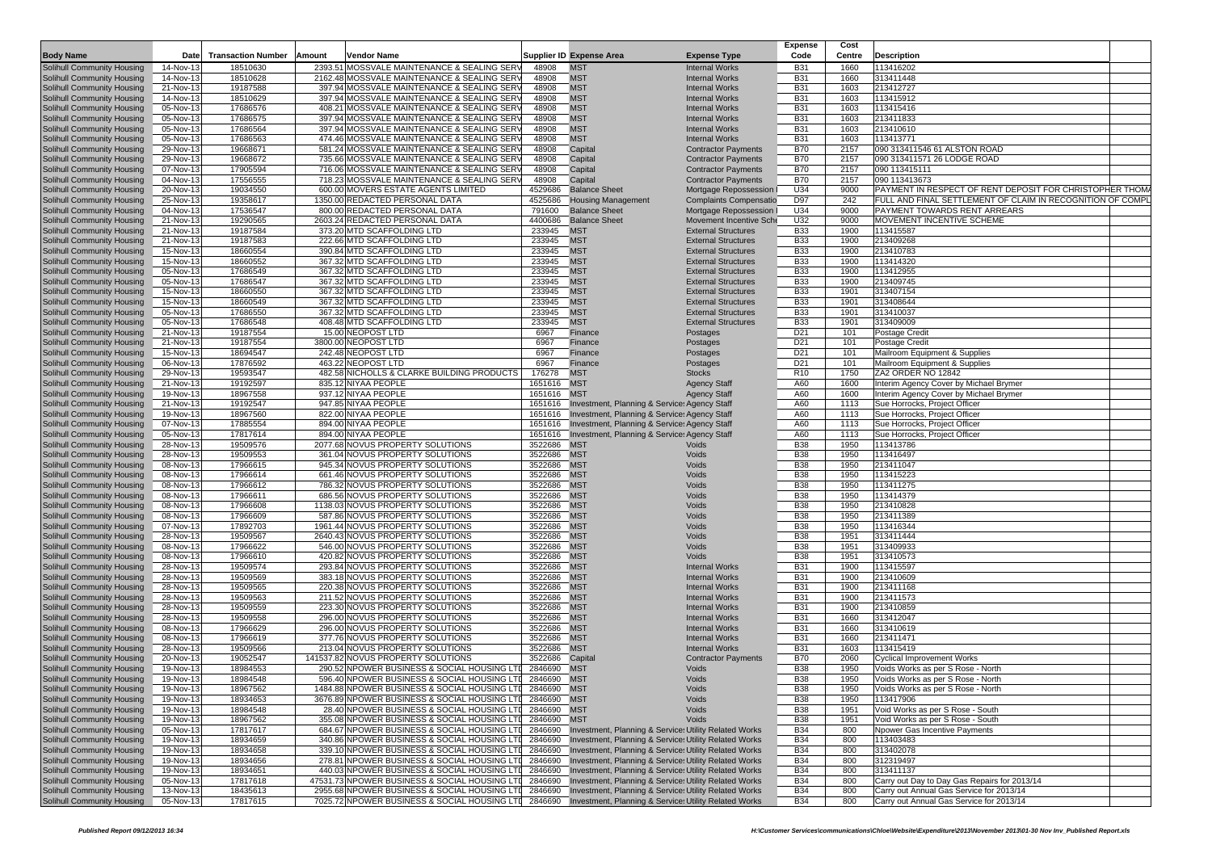| Body Name | Date | Transaction Number | Amount | Vendor Name | Supplier ID | Expense Area | Expense Type | Expense Code | Cost Centre | Description |
|---|---|---|---|---|---|---|---|---|---|---|
| Solihull Community Housing | 14-Nov-13 | 18510630 | 2393.51 | MOSSVALE MAINTENANCE & SEALING SERV | 48908 | MST | Internal Works | B31 | 1660 | 113416202 |
| Solihull Community Housing | 14-Nov-13 | 18510628 | 2162.48 | MOSSVALE MAINTENANCE & SEALING SERV | 48908 | MST | Internal Works | B31 | 1660 | 313411448 |
| Solihull Community Housing | 21-Nov-13 | 19187588 | 397.94 | MOSSVALE MAINTENANCE & SEALING SERV | 48908 | MST | Internal Works | B31 | 1603 | 213412727 |
| Solihull Community Housing | 14-Nov-13 | 18510629 | 397.94 | MOSSVALE MAINTENANCE & SEALING SERV | 48908 | MST | Internal Works | B31 | 1603 | 113415912 |
| Solihull Community Housing | 05-Nov-13 | 17686576 | 408.21 | MOSSVALE MAINTENANCE & SEALING SERV | 48908 | MST | Internal Works | B31 | 1603 | 113415416 |
| Solihull Community Housing | 05-Nov-13 | 17686575 | 397.94 | MOSSVALE MAINTENANCE & SEALING SERV | 48908 | MST | Internal Works | B31 | 1603 | 213411833 |
| Solihull Community Housing | 05-Nov-13 | 17686564 | 397.94 | MOSSVALE MAINTENANCE & SEALING SERV | 48908 | MST | Internal Works | B31 | 1603 | 213410610 |
| Solihull Community Housing | 05-Nov-13 | 17686563 | 474.46 | MOSSVALE MAINTENANCE & SEALING SERV | 48908 | MST | Internal Works | B31 | 1603 | 113413771 |
| Solihull Community Housing | 29-Nov-13 | 19668671 | 581.24 | MOSSVALE MAINTENANCE & SEALING SERV | 48908 | Capital | Contractor Payments | B70 | 2157 | 090 313411546 61 ALSTON ROAD |
| Solihull Community Housing | 29-Nov-13 | 19668672 | 735.66 | MOSSVALE MAINTENANCE & SEALING SERV | 48908 | Capital | Contractor Payments | B70 | 2157 | 090 313411571 26 LODGE ROAD |
| Solihull Community Housing | 07-Nov-13 | 17905594 | 716.06 | MOSSVALE MAINTENANCE & SEALING SERV | 48908 | Capital | Contractor Payments | B70 | 2157 | 090 113415111 |
| Solihull Community Housing | 04-Nov-13 | 17556555 | 718.23 | MOSSVALE MAINTENANCE & SEALING SERV | 48908 | Capital | Contractor Payments | B70 | 2157 | 090 113413673 |
| Solihull Community Housing | 20-Nov-13 | 19034550 | 600.00 | MOVERS ESTATE AGENTS LIMITED | 4529686 | Balance Sheet | Mortgage Repossession | U34 | 9000 | PAYMENT IN RESPECT OF RENT DEPOSIT FOR CHRISTOPHER THOMA |
| Solihull Community Housing | 25-Nov-13 | 19358617 | 1350.00 | REDACTED PERSONAL DATA | 4525686 | Housing Management | Complaints Compensatio | D97 | 242 | FULL AND FINAL SETTLEMENT OF CLAIM IN RECOGNITION OF COMPL |
| Solihull Community Housing | 04-Nov-13 | 17536547 | 800.00 | REDACTED PERSONAL DATA | 791600 | Balance Sheet | Mortgage Repossession | U34 | 9000 | PAYMENT TOWARDS RENT ARREARS |
| Solihull Community Housing | 21-Nov-13 | 19290565 | 2603.24 | REDACTED PERSONAL DATA | 4400686 | Balance Sheet | Movement Incentive Sche | U32 | 9000 | MOVEMENT INCENTIVE SCHEME |
| Solihull Community Housing | 21-Nov-13 | 19187584 | 373.20 | MTD SCAFFOLDING LTD | 233945 | MST | External Structures | B33 | 1900 | 113415587 |
| Solihull Community Housing | 21-Nov-13 | 19187583 | 222.66 | MTD SCAFFOLDING LTD | 233945 | MST | External Structures | B33 | 1900 | 213409268 |
| Solihull Community Housing | 15-Nov-13 | 18660554 | 390.84 | MTD SCAFFOLDING LTD | 233945 | MST | External Structures | B33 | 1900 | 213410783 |
| Solihull Community Housing | 15-Nov-13 | 18660552 | 367.32 | MTD SCAFFOLDING LTD | 233945 | MST | External Structures | B33 | 1900 | 113414320 |
| Solihull Community Housing | 05-Nov-13 | 17686549 | 367.32 | MTD SCAFFOLDING LTD | 233945 | MST | External Structures | B33 | 1900 | 113412955 |
| Solihull Community Housing | 05-Nov-13 | 17686547 | 367.32 | MTD SCAFFOLDING LTD | 233945 | MST | External Structures | B33 | 1900 | 213409745 |
| Solihull Community Housing | 15-Nov-13 | 18660550 | 367.32 | MTD SCAFFOLDING LTD | 233945 | MST | External Structures | B33 | 1901 | 313407154 |
| Solihull Community Housing | 15-Nov-13 | 18660549 | 367.32 | MTD SCAFFOLDING LTD | 233945 | MST | External Structures | B33 | 1901 | 313408644 |
| Solihull Community Housing | 05-Nov-13 | 17686550 | 367.32 | MTD SCAFFOLDING LTD | 233945 | MST | External Structures | B33 | 1901 | 313410037 |
| Solihull Community Housing | 05-Nov-13 | 17686548 | 408.48 | MTD SCAFFOLDING LTD | 233945 | MST | External Structures | B33 | 1901 | 313409009 |
| Solihull Community Housing | 21-Nov-13 | 19187554 | 15.00 | NEOPOST LTD | 6967 | Finance | Postages | D21 | 101 | Postage Credit |
| Solihull Community Housing | 21-Nov-13 | 19187554 | 3800.00 | NEOPOST LTD | 6967 | Finance | Postages | D21 | 101 | Postage Credit |
| Solihull Community Housing | 15-Nov-13 | 18694547 | 242.48 | NEOPOST LTD | 6967 | Finance | Postages | D21 | 101 | Mailroom Equipment & Supplies |
| Solihull Community Housing | 06-Nov-13 | 17876592 | 463.22 | NEOPOST LTD | 6967 | Finance | Postages | D21 | 101 | Mailroom Equipment & Supplies |
| Solihull Community Housing | 29-Nov-13 | 19593547 | 482.58 | NICHOLLS & CLARKE BUILDING PRODUCTS | 176278 | MST | Stocks | R10 | 1750 | ZA2 ORDER NO 12842 |
| Solihull Community Housing | 21-Nov-13 | 19192597 | 835.12 | NIYAA PEOPLE | 1651616 | MST | Agency Staff | A60 | 1600 | Interim Agency Cover by Michael Brymer |
| Solihull Community Housing | 19-Nov-13 | 18967558 | 937.12 | NIYAA PEOPLE | 1651616 | MST | Agency Staff | A60 | 1600 | Interim Agency Cover by Michael Brymer |
| Solihull Community Housing | 21-Nov-13 | 19192547 | 947.85 | NIYAA PEOPLE | 1651616 | Investment, Planning & Service | Agency Staff | A60 | 1113 | Sue Horrocks, Project Officer |
| Solihull Community Housing | 19-Nov-13 | 18967560 | 822.00 | NIYAA PEOPLE | 1651616 | Investment, Planning & Service | Agency Staff | A60 | 1113 | Sue Horrocks, Project Officer |
| Solihull Community Housing | 07-Nov-13 | 17885554 | 894.00 | NIYAA PEOPLE | 1651616 | Investment, Planning & Service | Agency Staff | A60 | 1113 | Sue Horrocks, Project Officer |
| Solihull Community Housing | 05-Nov-13 | 17817614 | 894.00 | NIYAA PEOPLE | 1651616 | Investment, Planning & Service | Agency Staff | A60 | 1113 | Sue Horrocks, Project Officer |
| Solihull Community Housing | 28-Nov-13 | 19509576 | 2077.68 | NOVUS PROPERTY SOLUTIONS | 3522686 | MST | Voids | B38 | 1950 | 113413786 |
| Solihull Community Housing | 28-Nov-13 | 19509553 | 361.04 | NOVUS PROPERTY SOLUTIONS | 3522686 | MST | Voids | B38 | 1950 | 113416497 |
| Solihull Community Housing | 08-Nov-13 | 17966615 | 945.34 | NOVUS PROPERTY SOLUTIONS | 3522686 | MST | Voids | B38 | 1950 | 213411047 |
| Solihull Community Housing | 08-Nov-13 | 17966614 | 661.46 | NOVUS PROPERTY SOLUTIONS | 3522686 | MST | Voids | B38 | 1950 | 113415223 |
| Solihull Community Housing | 08-Nov-13 | 17966612 | 786.32 | NOVUS PROPERTY SOLUTIONS | 3522686 | MST | Voids | B38 | 1950 | 113411275 |
| Solihull Community Housing | 08-Nov-13 | 17966611 | 686.56 | NOVUS PROPERTY SOLUTIONS | 3522686 | MST | Voids | B38 | 1950 | 113414379 |
| Solihull Community Housing | 08-Nov-13 | 17966608 | 1138.03 | NOVUS PROPERTY SOLUTIONS | 3522686 | MST | Voids | B38 | 1950 | 213410828 |
| Solihull Community Housing | 08-Nov-13 | 17966609 | 587.86 | NOVUS PROPERTY SOLUTIONS | 3522686 | MST | Voids | B38 | 1950 | 213411389 |
| Solihull Community Housing | 07-Nov-13 | 17892703 | 1961.44 | NOVUS PROPERTY SOLUTIONS | 3522686 | MST | Voids | B38 | 1950 | 113416344 |
| Solihull Community Housing | 28-Nov-13 | 19509567 | 2640.43 | NOVUS PROPERTY SOLUTIONS | 3522686 | MST | Voids | B38 | 1951 | 313411444 |
| Solihull Community Housing | 08-Nov-13 | 17966622 | 546.00 | NOVUS PROPERTY SOLUTIONS | 3522686 | MST | Voids | B38 | 1951 | 313409933 |
| Solihull Community Housing | 08-Nov-13 | 17966610 | 420.82 | NOVUS PROPERTY SOLUTIONS | 3522686 | MST | Voids | B38 | 1951 | 313410573 |
| Solihull Community Housing | 28-Nov-13 | 19509574 | 293.84 | NOVUS PROPERTY SOLUTIONS | 3522686 | MST | Internal Works | B31 | 1900 | 113415597 |
| Solihull Community Housing | 28-Nov-13 | 19509569 | 383.18 | NOVUS PROPERTY SOLUTIONS | 3522686 | MST | Internal Works | B31 | 1900 | 213410609 |
| Solihull Community Housing | 28-Nov-13 | 19509565 | 220.98 | NOVUS PROPERTY SOLUTIONS | 3522686 | MST | Internal Works | B31 | 1900 | 213411168 |
| Solihull Community Housing | 28-Nov-13 | 19509563 | 211.52 | NOVUS PROPERTY SOLUTIONS | 3522686 | MST | Internal Works | B31 | 1900 | 213411573 |
| Solihull Community Housing | 28-Nov-13 | 19509559 | 223.30 | NOVUS PROPERTY SOLUTIONS | 3522686 | MST | Internal Works | B31 | 1900 | 213410859 |
| Solihull Community Housing | 28-Nov-13 | 19509558 | 296.00 | NOVUS PROPERTY SOLUTIONS | 3522686 | MST | Internal Works | B31 | 1660 | 313412047 |
| Solihull Community Housing | 08-Nov-13 | 17966629 | 296.00 | NOVUS PROPERTY SOLUTIONS | 3522686 | MST | Internal Works | B31 | 1660 | 313410619 |
| Solihull Community Housing | 08-Nov-13 | 17966619 | 377.76 | NOVUS PROPERTY SOLUTIONS | 3522686 | MST | Internal Works | B31 | 1660 | 213411471 |
| Solihull Community Housing | 28-Nov-13 | 19509566 | 213.04 | NOVUS PROPERTY SOLUTIONS | 3522686 | MST | Internal Works | B31 | 1603 | 113415419 |
| Solihull Community Housing | 20-Nov-13 | 19052547 | 141537.82 | NOVUS PROPERTY SOLUTIONS | 3522686 | Capital | Contractor Payments | B70 | 2060 | Cyclical Improvement Works |
| Solihull Community Housing | 19-Nov-13 | 18984553 | 290.52 | NPOWER BUSINESS & SOCIAL HOUSING LTD | 2846690 | MST | Voids | B38 | 1950 | Voids Works as per S Rose - North |
| Solihull Community Housing | 19-Nov-13 | 18984548 | 596.40 | NPOWER BUSINESS & SOCIAL HOUSING LTD | 2846690 | MST | Voids | B38 | 1950 | Voids Works as per S Rose - North |
| Solihull Community Housing | 19-Nov-13 | 18967562 | 1484.88 | NPOWER BUSINESS & SOCIAL HOUSING LTD | 2846690 | MST | Voids | B38 | 1950 | Voids Works as per S Rose - North |
| Solihull Community Housing | 19-Nov-13 | 18934653 | 3676.89 | NPOWER BUSINESS & SOCIAL HOUSING LTD | 2846690 | MST | Voids | B38 | 1950 | 113417906 |
| Solihull Community Housing | 19-Nov-13 | 18984548 | 28.40 | NPOWER BUSINESS & SOCIAL HOUSING LTD | 2846690 | MST | Voids | B38 | 1951 | Void Works as per S Rose - South |
| Solihull Community Housing | 19-Nov-13 | 18967562 | 355.08 | NPOWER BUSINESS & SOCIAL HOUSING LTD | 2846690 | MST | Voids | B38 | 1951 | Void Works as per S Rose - South |
| Solihull Community Housing | 05-Nov-13 | 17817617 | 684.67 | NPOWER BUSINESS & SOCIAL HOUSING LTD | 2846690 | Investment, Planning & Service | Utility Related Works | B34 | 800 | Npower Gas Incentive Payments |
| Solihull Community Housing | 19-Nov-13 | 18934659 | 340.86 | NPOWER BUSINESS & SOCIAL HOUSING LTD | 2846690 | Investment, Planning & Service | Utility Related Works | B34 | 800 | 113403483 |
| Solihull Community Housing | 19-Nov-13 | 18934658 | 339.10 | NPOWER BUSINESS & SOCIAL HOUSING LTD | 2846690 | Investment, Planning & Service | Utility Related Works | B34 | 800 | 313402078 |
| Solihull Community Housing | 19-Nov-13 | 18934656 | 278.81 | NPOWER BUSINESS & SOCIAL HOUSING LTD | 2846690 | Investment, Planning & Service | Utility Related Works | B34 | 800 | 312319497 |
| Solihull Community Housing | 19-Nov-13 | 18934651 | 440.03 | NPOWER BUSINESS & SOCIAL HOUSING LTD | 2846690 | Investment, Planning & Service | Utility Related Works | B34 | 800 | 313411137 |
| Solihull Community Housing | 05-Nov-13 | 17817618 | 47531.73 | NPOWER BUSINESS & SOCIAL HOUSING LTD | 2846690 | Investment, Planning & Service | Utility Related Works | B34 | 800 | Carry out Day to Day Gas Repairs for 2013/14 |
| Solihull Community Housing | 13-Nov-13 | 18435613 | 2955.68 | NPOWER BUSINESS & SOCIAL HOUSING LTD | 2846690 | Investment, Planning & Service | Utility Related Works | B34 | 800 | Carry out Annual Gas Service for 2013/14 |
| Solihull Community Housing | 05-Nov-13 | 17817615 | 7025.72 | NPOWER BUSINESS & SOCIAL HOUSING LTD | 2846690 | Investment, Planning & Service | Utility Related Works | B34 | 800 | Carry out Annual Gas Service for 2013/14 |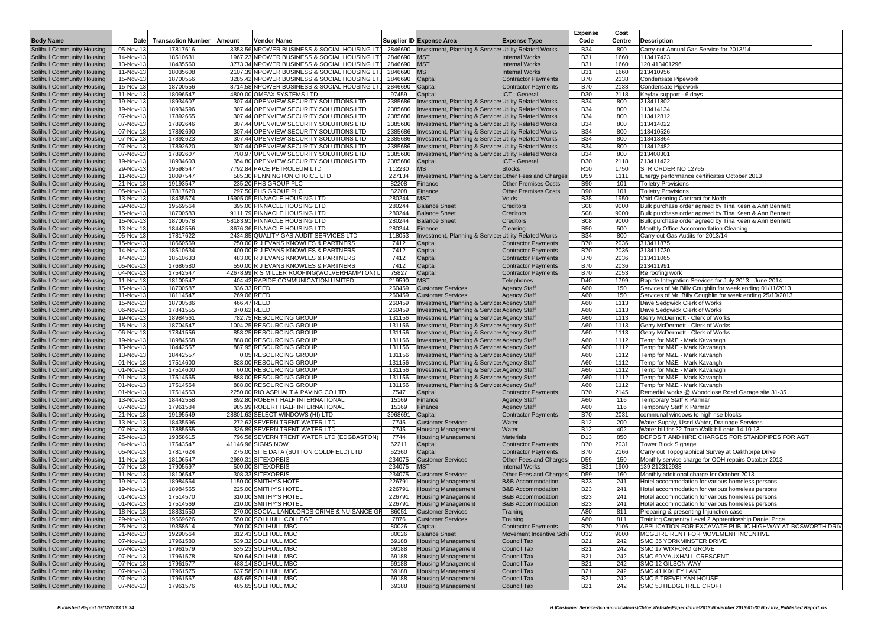| Body Name | Date | Transaction Number | Amount | Vendor Name | Supplier ID | Expense Area | Expense Type | Expense Code | Cost Centre | Description |
|---|---|---|---|---|---|---|---|---|---|---|
| Solihull Community Housing | 05-Nov-13 | 17817616 | 3353.56 | NPOWER BUSINESS & SOCIAL HOUSING LTD | 2846690 | Investment, Planning & Services | Utility Related Works | B34 | 800 | Carry out Annual Gas Service for 2013/14 |
| Solihull Community Housing | 14-Nov-13 | 18510631 | 1967.23 | NPOWER BUSINESS & SOCIAL HOUSING LTD | 2846690 | MST | Internal Works | B31 | 1660 | 113417423 |
| Solihull Community Housing | 13-Nov-13 | 18435560 | 3773.34 | NPOWER BUSINESS & SOCIAL HOUSING LTD | 2846690 | MST | Internal Works | B31 | 1660 | 120 413401296 |
| Solihull Community Housing | 11-Nov-13 | 18035608 | 2107.39 | NPOWER BUSINESS & SOCIAL HOUSING LTD | 2846690 | MST | Internal Works | B31 | 1660 | 213410956 |
| Solihull Community Housing | 15-Nov-13 | 18700556 | 3285.42 | NPOWER BUSINESS & SOCIAL HOUSING LTD | 2846690 | Capital | Contractor Payments | B70 | 2138 | Condensate Pipework |
| Solihull Community Housing | 15-Nov-13 | 18700556 | 8714.58 | NPOWER BUSINESS & SOCIAL HOUSING LTD | 2846690 | Capital | Contractor Payments | B70 | 2138 | Condensate Pipework |
| Solihull Community Housing | 11-Nov-13 | 18096547 | 4800.00 | OMFAX SYSTEMS LTD | 97459 | Capital | ICT - General | D30 | 2118 | Keyfax support - 6 days |
| Solihull Community Housing | 19-Nov-13 | 18934607 | 307.44 | OPENVIEW SECURITY SOLUTIONS LTD | 2385686 | Investment, Planning & Services | Utility Related Works | B34 | 800 | 213411802 |
| Solihull Community Housing | 19-Nov-13 | 18934596 | 307.44 | OPENVIEW SECURITY SOLUTIONS LTD | 2385686 | Investment, Planning & Services | Utility Related Works | B34 | 800 | 113414134 |
| Solihull Community Housing | 07-Nov-13 | 17892655 | 307.44 | OPENVIEW SECURITY SOLUTIONS LTD | 2385686 | Investment, Planning & Services | Utility Related Works | B34 | 800 | 113412812 |
| Solihull Community Housing | 07-Nov-13 | 17892646 | 307.44 | OPENVIEW SECURITY SOLUTIONS LTD | 2385686 | Investment, Planning & Services | Utility Related Works | B34 | 800 | 113414022 |
| Solihull Community Housing | 07-Nov-13 | 17892690 | 307.44 | OPENVIEW SECURITY SOLUTIONS LTD | 2385686 | Investment, Planning & Services | Utility Related Works | B34 | 800 | 113410526 |
| Solihull Community Housing | 07-Nov-13 | 17892623 | 307.44 | OPENVIEW SECURITY SOLUTIONS LTD | 2385686 | Investment, Planning & Services | Utility Related Works | B34 | 800 | 113413864 |
| Solihull Community Housing | 07-Nov-13 | 17892620 | 307.44 | OPENVIEW SECURITY SOLUTIONS LTD | 2385686 | Investment, Planning & Services | Utility Related Works | B34 | 800 | 113412482 |
| Solihull Community Housing | 07-Nov-13 | 17892607 | 708.97 | OPENVIEW SECURITY SOLUTIONS LTD | 2385686 | Investment, Planning & Services | Utility Related Works | B34 | 800 | 213408301 |
| Solihull Community Housing | 19-Nov-13 | 18934603 | 354.80 | OPENVIEW SECURITY SOLUTIONS LTD | 2385686 | Capital | ICT - General | D30 | 2118 | 213411422 |
| Solihull Community Housing | 29-Nov-13 | 19598547 | 7792.84 | PACE PETROLEUM LTD | 112230 | MST | Stocks | R10 | 1750 | STR ORDER NO 12765 |
| Solihull Community Housing | 11-Nov-13 | 18097547 | 585.30 | PENNINGTON CHOICE LTD | 227134 | Investment, Planning & Services | Other Fees and Charges | D59 | 1111 | Energy performance certificates October 2013 |
| Solihull Community Housing | 21-Nov-13 | 19193547 | 235.20 | PHS GROUP PLC | 82208 | Finance | Other Premises Costs | B90 | 101 | Toiletry Provisions |
| Solihull Community Housing | 05-Nov-13 | 17817620 | 297.50 | PHS GROUP PLC | 82208 | Finance | Other Premises Costs | B90 | 101 | Toiletry Provisions |
| Solihull Community Housing | 13-Nov-13 | 18435574 | 16905.05 | PINNACLE HOUSING LTD | 280244 | MST | Voids | B38 | 1950 | Void Cleaning Contract for North |
| Solihull Community Housing | 29-Nov-13 | 19569564 | 395.00 | PINNACLE HOUSING LTD | 280244 | Balance Sheet | Creditors | S08 | 9000 | Bulk purchase order agreed by Tina Keen & Ann Bennett |
| Solihull Community Housing | 15-Nov-13 | 18700583 | 9111.79 | PINNACLE HOUSING LTD | 280244 | Balance Sheet | Creditors | S08 | 9000 | Bulk purchase order agreed by Tina Keen & Ann Bennett |
| Solihull Community Housing | 15-Nov-13 | 18700578 | 58183.91 | PINNACLE HOUSING LTD | 280244 | Balance Sheet | Creditors | S08 | 9000 | Bulk purchase order agreed by Tina Keen & Ann Bennett |
| Solihull Community Housing | 13-Nov-13 | 18442556 | 3676.36 | PINNACLE HOUSING LTD | 280244 | Finance | Cleaning | B50 | 500 | Monthly Office Accommodation Cleaning |
| Solihull Community Housing | 05-Nov-13 | 17817622 | 2434.85 | QUALITY GAS AUDIT SERVICES LTD | 118053 | Investment, Planning & Services | Utility Related Works | B34 | 800 | Carry out Gas Audits for 2013/14 |
| Solihull Community Housing | 15-Nov-13 | 18660569 | 250.00 | R J EVANS KNOWLES & PARTNERS | 7412 | Capital | Contractor Payments | B70 | 2036 | 313411875 |
| Solihull Community Housing | 14-Nov-13 | 18510634 | 400.00 | R J EVANS KNOWLES & PARTNERS | 7412 | Capital | Contractor Payments | B70 | 2036 | 313411730 |
| Solihull Community Housing | 14-Nov-13 | 18510633 | 483.00 | R J EVANS KNOWLES & PARTNERS | 7412 | Capital | Contractor Payments | B70 | 2036 | 313411065 |
| Solihull Community Housing | 05-Nov-13 | 17686580 | 550.00 | R J EVANS KNOWLES & PARTNERS | 7412 | Capital | Contractor Payments | B70 | 2036 | 213411991 |
| Solihull Community Housing | 04-Nov-13 | 17542547 | 42678.99 | R S MILLER ROOFING(WOLVERHAMPTON) L | 75827 | Capital | Contractor Payments | B70 | 2053 | Re roofing work |
| Solihull Community Housing | 11-Nov-13 | 18100547 | 404.42 | RAPIDE COMMUNICATION LIMITED | 219590 | MST | Telephones | D40 | 1799 | Rapide Integration Services for July 2013 - June 2014 |
| Solihull Community Housing | 15-Nov-13 | 18700587 | 336.33 | REED | 260459 | Customer Services | Agency Staff | A60 | 150 | Services of Mr Billy Coughlin for week ending 01/11/2013 |
| Solihull Community Housing | 11-Nov-13 | 18114547 | 269.06 | REED | 260459 | Customer Services | Agency Staff | A60 | 150 | Services of Mr. Billy Coughlin for week ending 25/10/2013 |
| Solihull Community Housing | 15-Nov-13 | 18700586 | 466.47 | REED | 260459 | Investment, Planning & Services | Agency Staff | A60 | 1113 | Dave Sedgwick Clerk of Works |
| Solihull Community Housing | 06-Nov-13 | 17841555 | 370.62 | REED | 260459 | Investment, Planning & Services | Agency Staff | A60 | 1113 | Dave Sedgwick Clerk of Works |
| Solihull Community Housing | 19-Nov-13 | 18984561 | 782.75 | RESOURCING GROUP | 131156 | Investment, Planning & Services | Agency Staff | A60 | 1113 | Gerry McDermott - Clerk of Works |
| Solihull Community Housing | 15-Nov-13 | 18704547 | 1004.25 | RESOURCING GROUP | 131156 | Investment, Planning & Services | Agency Staff | A60 | 1113 | Gerry McDermott - Clerk of Works |
| Solihull Community Housing | 06-Nov-13 | 17841556 | 858.25 | RESOURCING GROUP | 131156 | Investment, Planning & Services | Agency Staff | A60 | 1113 | Gerry McDermott - Clerk of Works |
| Solihull Community Housing | 19-Nov-13 | 18984558 | 888.00 | RESOURCING GROUP | 131156 | Investment, Planning & Services | Agency Staff | A60 | 1112 | Temp for M&E - Mark Kavanagh |
| Solihull Community Housing | 13-Nov-13 | 18442557 | 887.95 | RESOURCING GROUP | 131156 | Investment, Planning & Services | Agency Staff | A60 | 1112 | Temp for M&E - Mark Kavanagh |
| Solihull Community Housing | 13-Nov-13 | 18442557 | 0.05 | RESOURCING GROUP | 131156 | Investment, Planning & Services | Agency Staff | A60 | 1112 | Temp for M&E - Mark Kavangh |
| Solihull Community Housing | 01-Nov-13 | 17514600 | 828.00 | RESOURCING GROUP | 131156 | Investment, Planning & Services | Agency Staff | A60 | 1112 | Temp for M&E - Mark Kavangh |
| Solihull Community Housing | 01-Nov-13 | 17514600 | 60.00 | RESOURCING GROUP | 131156 | Investment, Planning & Services | Agency Staff | A60 | 1112 | Temp for M&E - Mark Kavanagh |
| Solihull Community Housing | 01-Nov-13 | 17514565 | 888.00 | RESOURCING GROUP | 131156 | Investment, Planning & Services | Agency Staff | A60 | 1112 | Temp for M&E - Mark Kavangh |
| Solihull Community Housing | 01-Nov-13 | 17514564 | 888.00 | RESOURCING GROUP | 131156 | Investment, Planning & Services | Agency Staff | A60 | 1112 | Temp for M&E - Mark Kavangh |
| Solihull Community Housing | 01-Nov-13 | 17514553 | 2250.00 | RIO ASPHALT & PAVING CO LTD | 7547 | Capital | Contractor Payments | B70 | 2145 | Remedial works @ Woodclose Road Garage site 31-35 |
| Solihull Community Housing | 13-Nov-13 | 18442558 | 892.80 | ROBERT HALF INTERNATIONAL | 15169 | Finance | Agency Staff | A60 | 116 | Temporary Staff K Parmar |
| Solihull Community Housing | 07-Nov-13 | 17961584 | 985.99 | ROBERT HALF INTERNATIONAL | 15169 | Finance | Agency Staff | A60 | 116 | Temporary Staff K Parmar |
| Solihull Community Housing | 21-Nov-13 | 19195549 | 28801.63 | SELECT WINDOWS (HI) LTD | 3968691 | Capital | Contractor Payments | B70 | 2031 | communal windows to high rise blocks |
| Solihull Community Housing | 13-Nov-13 | 18435596 | 272.62 | SEVERN TRENT WATER LTD | 7745 | Customer Services | Water | B12 | 200 | Water Supply, Used Water, Drainage Services |
| Solihull Community Housing | 07-Nov-13 | 17885565 | 326.89 | SEVERN TRENT WATER LTD | 7745 | Housing Management | Water | B12 | 402 | Water bill for 22 Truro Walk bill date 14.10.13 |
| Solihull Community Housing | 25-Nov-13 | 19358615 | 796.58 | SEVERN TRENT WATER LTD (EDGBASTON) | 7744 | Housing Management | Materials | D13 | 850 | DEPOSIT AND HIRE CHARGES FOR STANDPIPES FOR AGT |
| Solihull Community Housing | 04-Nov-13 | 17543547 | 41146.96 | SIGNS NOW | 62211 | Capital | Contractor Payments | B70 | 2031 | Tower Block Signage |
| Solihull Community Housing | 05-Nov-13 | 17817624 | 275.00 | SITE DATA (SUTTON COLDFIELD) LTD | 52360 | Capital | Contractor Payments | B70 | 2166 | Carry out Topographical Survey at Oakthorpe Drive |
| Solihull Community Housing | 11-Nov-13 | 18106547 | 2980.31 | SITEXORBIS | 234075 | Customer Services | Other Fees and Charges | D59 | 150 | Monthly service charge for OOH repairs October 2013 |
| Solihull Community Housing | 07-Nov-13 | 17905597 | 500.00 | SITEXORBIS | 234075 | MST | Internal Works | B31 | 1900 | 139 212312933 |
| Solihull Community Housing | 11-Nov-13 | 18106547 | 308.33 | SITEXORBIS | 234075 | Customer Services | Other Fees and Charges | D59 | 160 | Monthly additional charge for October 2013 |
| Solihull Community Housing | 19-Nov-13 | 18984564 | 1150.00 | SMITHY'S HOTEL | 226791 | Housing Management | B&B Accommodation | B23 | 241 | Hotel accommodation for various homeless persons |
| Solihull Community Housing | 19-Nov-13 | 18984565 | 225.00 | SMITHY'S HOTEL | 226791 | Housing Management | B&B Accommodation | B23 | 241 | Hotel accommodation for various homeless persons |
| Solihull Community Housing | 01-Nov-13 | 17514570 | 310.00 | SMITHY'S HOTEL | 226791 | Housing Management | B&B Accommodation | B23 | 241 | Hotel accommodation for various homeless persons |
| Solihull Community Housing | 01-Nov-13 | 17514569 | 210.00 | SMITHY'S HOTEL | 226791 | Housing Management | B&B Accommodation | B23 | 241 | Hotel accommodation for various homeless persons |
| Solihull Community Housing | 18-Nov-13 | 18831550 | 270.00 | SOCIAL LANDLORDS CRIME & NUISANCE GR | 86051 | Customer Services | Training | A80 | 811 | Preparing & presenting Injunction case |
| Solihull Community Housing | 29-Nov-13 | 19569626 | 550.00 | SOLIHULL COLLEGE | 7876 | Customer Services | Training | A80 | 811 | Training Carpentry Level 2 Apprenticeship Daniel Price |
| Solihull Community Housing | 25-Nov-13 | 19358614 | 760.00 | SOLIHULL MBC | 80026 | Capital | Contractor Payments | B70 | 2106 | APPLICATION FOR EXCAVATE PUBLIC HIGHWAY AT BOSWORTH DRIV |
| Solihull Community Housing | 21-Nov-13 | 19290564 | 312.43 | SOLIHULL MBC | 80026 | Balance Sheet | Movement Incentive Sche | U32 | 9000 | MCGUIRE RENT FOR MOVEMENT INCENTIVE |
| Solihull Community Housing | 07-Nov-13 | 17961580 | 539.32 | SOLIHULL MBC | 69188 | Housing Management | Council Tax | B21 | 242 | SMC 35 YORKMINSTER DRIVE |
| Solihull Community Housing | 07-Nov-13 | 17961579 | 535.23 | SOLIHULL MBC | 69188 | Housing Management | Council Tax | B21 | 242 | SMC 17 WIXFORD GROVE |
| Solihull Community Housing | 07-Nov-13 | 17961578 | 500.64 | SOLIHULL MBC | 69188 | Housing Management | Council Tax | B21 | 242 | SMC 60 VAUXHALL CRESCENT |
| Solihull Community Housing | 07-Nov-13 | 17961577 | 488.14 | SOLIHULL MBC | 69188 | Housing Management | Council Tax | B21 | 242 | SMC 12 GILSON WAY |
| Solihull Community Housing | 07-Nov-13 | 17961575 | 637.58 | SOLIHULL MBC | 69188 | Housing Management | Council Tax | B21 | 242 | SMC 41 KIXLEY LANE |
| Solihull Community Housing | 07-Nov-13 | 17961567 | 485.65 | SOLIHULL MBC | 69188 | Housing Management | Council Tax | B21 | 242 | SMC 5 TREVELYAN HOUSE |
| Solihull Community Housing | 07-Nov-13 | 17961576 | 485.65 | SOLIHULL MBC | 69188 | Housing Management | Council Tax | B21 | 242 | SMC 53 HEDGETREE CROFT |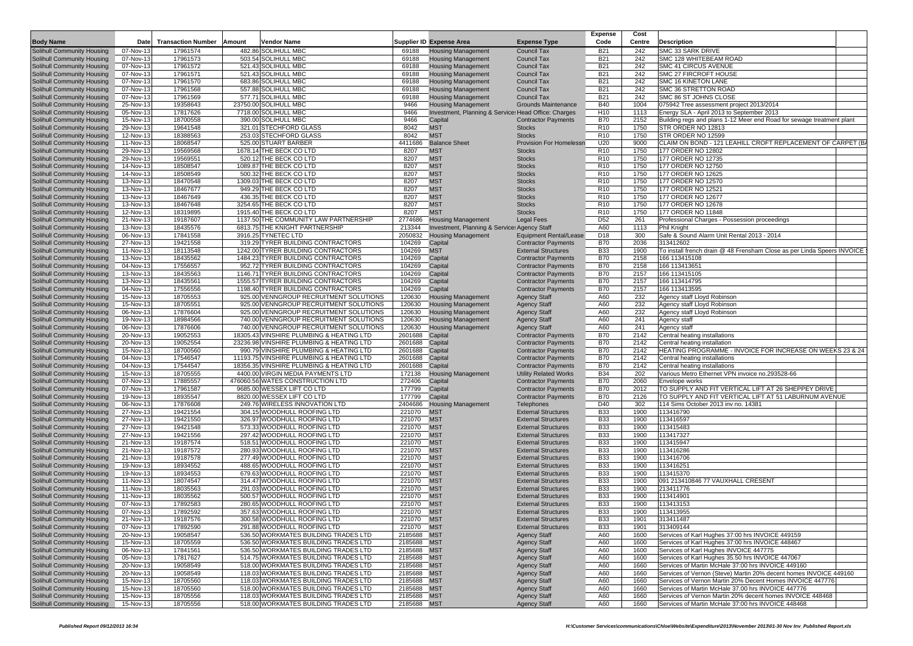| Body Name | Date | Transaction Number | Amount | Vendor Name | Supplier ID | Expense Area | Expense Type | Expense Code | Cost Centre | Description |
|---|---|---|---|---|---|---|---|---|---|---|
| Solihull Community Housing | 07-Nov-13 | 17961574 | 482.86 | SOLIHULL MBC | 69188 | Housing Management | Council Tax | B21 | 242 | SMC 33 SARK DRIVE |
| Solihull Community Housing | 07-Nov-13 | 17961573 | 503.54 | SOLIHULL MBC | 69188 | Housing Management | Council Tax | B21 | 242 | SMC 128 WHITEBEAM ROAD |
| Solihull Community Housing | 07-Nov-13 | 17961572 | 521.43 | SOLIHULL MBC | 69188 | Housing Management | Council Tax | B21 | 242 | SMC 41 CIRCUS AVENUE |
| Solihull Community Housing | 07-Nov-13 | 17961571 | 521.43 | SOLIHULL MBC | 69188 | Housing Management | Council Tax | B21 | 242 | SMC 27 FIRCROFT HOUSE |
| Solihull Community Housing | 07-Nov-13 | 17961570 | 683.86 | SOLIHULL MBC | 69188 | Housing Management | Council Tax | B21 | 242 | SMC 16 KINETON LANE |
| Solihull Community Housing | 07-Nov-13 | 17961568 | 557.88 | SOLIHULL MBC | 69188 | Housing Management | Council Tax | B21 | 242 | SMC 36 STRETTON ROAD |
| Solihull Community Housing | 07-Nov-13 | 17961569 | 577.71 | SOLIHULL MBC | 69188 | Housing Management | Council Tax | B21 | 242 | SMC 86 ST JOHNS CLOSE |
| Solihull Community Housing | 25-Nov-13 | 19358643 | 23750.00 | SOLIHULL MBC | 9466 | Housing Management | Grounds Maintenance | B40 | 1004 | 075942 Tree assessment project 2013/2014 |
| Solihull Community Housing | 05-Nov-13 | 17817626 | 7718.00 | SOLIHULL MBC | 9466 | Investment, Planning & Service: Head Office: Charges | | H10 | 1113 | Energy SLA - April 2013 to September 2013 |
| Solihull Community Housing | 15-Nov-13 | 18700558 | 390.00 | SOLIHULL MBC | 9466 | Capital | Contractor Payments | B70 | 2152 | Building regs and plans 1-12 Meer end Road for sewage treatment plant |
| Solihull Community Housing | 29-Nov-13 | 19641548 | 321.01 | STECHFORD GLASS | 8042 | MST | Stocks | R10 | 1750 | STR ORDER NO 12813 |
| Solihull Community Housing | 12-Nov-13 | 18388563 | 253.03 | STECHFORD GLASS | 8042 | MST | Stocks | R10 | 1750 | STR ORDER NO 12599 |
| Solihull Community Housing | 11-Nov-13 | 18068547 | 525.00 | STUART BARBER | 4411686 | Balance Sheet | Provision For Homelessn | U20 | 9000 | CLAIM ON BOND - 121 LEAHILL CROFT REPLACEMENT OF CARPET (B |
| Solihull Community Housing | 29-Nov-13 | 19569568 | 1678.14 | THE BECK CO LTD | 8207 | MST | Stocks | R10 | 1750 | 177 ORDER NO 12802 |
| Solihull Community Housing | 29-Nov-13 | 19569551 | 520.12 | THE BECK CO LTD | 8207 | MST | Stocks | R10 | 1750 | 177 ORDER NO 12735 |
| Solihull Community Housing | 14-Nov-13 | 18508547 | 1089.87 | THE BECK CO LTD | 8207 | MST | Stocks | R10 | 1750 | 177 ORDER NO 12750 |
| Solihull Community Housing | 14-Nov-13 | 18508549 | 500.32 | THE BECK CO LTD | 8207 | MST | Stocks | R10 | 1750 | 177 ORDER NO 12625 |
| Solihull Community Housing | 13-Nov-13 | 18470548 | 1309.03 | THE BECK CO LTD | 8207 | MST | Stocks | R10 | 1750 | 177 ORDER NO 12570 |
| Solihull Community Housing | 13-Nov-13 | 18467677 | 949.29 | THE BECK CO LTD | 8207 | MST | Stocks | R10 | 1750 | 177 ORDER NO 12521 |
| Solihull Community Housing | 13-Nov-13 | 18467649 | 436.35 | THE BECK CO LTD | 8207 | MST | Stocks | R10 | 1750 | 177 ORDER NO 12677 |
| Solihull Community Housing | 13-Nov-13 | 18467648 | 3254.65 | THE BECK CO LTD | 8207 | MST | Stocks | R10 | 1750 | 177 ORDER NO 12678 |
| Solihull Community Housing | 12-Nov-13 | 18319895 | 1915.40 | THE BECK CO LTD | 8207 | MST | Stocks | R10 | 1750 | 177 ORDER NO 11848 |
| Solihull Community Housing | 21-Nov-13 | 19187607 | 1137.50 | THE COMMUNITY LAW PARTNERSHIP | 2774686 | Housing Management | Legal Fees | D52 | 261 | Professional Charges - Possession proceedings |
| Solihull Community Housing | 13-Nov-13 | 18435576 | 6813.75 | THE KNIGHT PARTNERSHIP | 213344 | Investment, Planning & Service: Agency Staff | | A60 | 1113 | Phil Knight |
| Solihull Community Housing | 06-Nov-13 | 17841558 | 3916.25 | TYNETEC LTD | 2050832 | Housing Management | Equipment Rental/Lease | D18 | 300 | Safe & Sound Alarm Unit Rental 2013 - 2014 |
| Solihull Community Housing | 27-Nov-13 | 19421558 | 319.29 | TYRER BUILDING CONTRACTORS | 104269 | Capital | Contractor Payments | B70 | 2036 | 313412602 |
| Solihull Community Housing | 11-Nov-13 | 18113548 | 1242.00 | TYRER BUILDING CONTRACTORS | 104269 | MST | External Structures | B33 | 1900 | To install french drain @ 48 Frensham Close as per Linda Speers INVOICE |
| Solihull Community Housing | 13-Nov-13 | 18435562 | 1484.23 | TYRER BUILDING CONTRACTORS | 104269 | Capital | Contractor Payments | B70 | 2158 | 166 113415108 |
| Solihull Community Housing | 04-Nov-13 | 17556557 | 952.72 | TYRER BUILDING CONTRACTORS | 104269 | Capital | Contractor Payments | B70 | 2158 | 166 113413651 |
| Solihull Community Housing | 13-Nov-13 | 18435563 | 1146.71 | TYRER BUILDING CONTRACTORS | 104269 | Capital | Contractor Payments | B70 | 2157 | 166 113415105 |
| Solihull Community Housing | 13-Nov-13 | 18435561 | 1555.57 | TYRER BUILDING CONTRACTORS | 104269 | Capital | Contractor Payments | B70 | 2157 | 166 113414795 |
| Solihull Community Housing | 04-Nov-13 | 17556556 | 1198.40 | TYRER BUILDING CONTRACTORS | 104269 | Capital | Contractor Payments | B70 | 2157 | 166 113413595 |
| Solihull Community Housing | 15-Nov-13 | 18705553 | 925.00 | VENNGROUP RECRUITMENT SOLUTIONS | 120630 | Housing Management | Agency Staff | A60 | 232 | Agency staff Lloyd Robinson |
| Solihull Community Housing | 15-Nov-13 | 18705551 | 925.00 | VENNGROUP RECRUITMENT SOLUTIONS | 120630 | Housing Management | Agency Staff | A60 | 232 | Agency staff Lloyd Robinson |
| Solihull Community Housing | 06-Nov-13 | 17876604 | 925.00 | VENNGROUP RECRUITMENT SOLUTIONS | 120630 | Housing Management | Agency Staff | A60 | 232 | Agency staff Lloyd Robinson |
| Solihull Community Housing | 19-Nov-13 | 18984566 | 740.00 | VENNGROUP RECRUITMENT SOLUTIONS | 120630 | Housing Management | Agency Staff | A60 | 241 | Agency staff |
| Solihull Community Housing | 06-Nov-13 | 17876606 | 740.00 | VENNGROUP RECRUITMENT SOLUTIONS | 120630 | Housing Management | Agency Staff | A60 | 241 | Agency staff |
| Solihull Community Housing | 20-Nov-13 | 19052553 | 18305.43 | VINSHIRE PLUMBING & HEATING LTD | 2601688 | Capital | Contractor Payments | B70 | 2142 | Central heating installations |
| Solihull Community Housing | 20-Nov-13 | 19052554 | 23236.98 | VINSHIRE PLUMBING & HEATING LTD | 2601688 | Capital | Contractor Payments | B70 | 2142 | Central heating installation |
| Solihull Community Housing | 15-Nov-13 | 18700560 | 990.79 | VINSHIRE PLUMBING & HEATING LTD | 2601688 | Capital | Contractor Payments | B70 | 2142 | HEATING PROGRAMME - INVOICE FOR INCREASE ON WEEKS 23 & 24 |
| Solihull Community Housing | 04-Nov-13 | 17546547 | 11193.75 | VINSHIRE PLUMBING & HEATING LTD | 2601688 | Capital | Contractor Payments | B70 | 2142 | Central heating installations |
| Solihull Community Housing | 04-Nov-13 | 17544547 | 18356.35 | VINSHIRE PLUMBING & HEATING LTD | 2601688 | Capital | Contractor Payments | B70 | 2142 | Central heating installations |
| Solihull Community Housing | 15-Nov-13 | 18705555 | 4400.00 | VIRGIN MEDIA PAYMENTS LTD | 172138 | Housing Management | Utility Related Works | B34 | 202 | Various Metro Ethernet VPN invoice no.293528-66 |
| Solihull Community Housing | 07-Nov-13 | 17885557 | 476060.56 | WATES CONSTRUCTION LTD | 272406 | Capital | Contractor Payments | B70 | 2060 | Envelope works |
| Solihull Community Housing | 07-Nov-13 | 17961587 | 9685.00 | WESSEX LIFT CO LTD | 177799 | Capital | Contractor Payments | B70 | 2012 | TO SUPPLY AND FIT VERTICAL LIFT AT 26 SHEPPEY DRIVE |
| Solihull Community Housing | 19-Nov-13 | 18935547 | 8820.00 | WESSEX LIFT CO LTD | 177799 | Capital | Contractor Payments | B70 | 2126 | TO SUPPLY AND FIT VERTICAL LIFT AT 51 LABURNUM AVENUE |
| Solihull Community Housing | 06-Nov-13 | 17876608 | 249.76 | WIRELESS INNOVATION LTD | 2404686 | Housing Management | Telephones | D40 | 302 | 114 Sims October 2013 inv no. 14381 |
| Solihull Community Housing | 27-Nov-13 | 19421554 | 304.15 | WOODHULL ROOFING LTD | 221070 | MST | External Structures | B33 | 1900 | 113416790 |
| Solihull Community Housing | 27-Nov-13 | 19421550 | 326.97 | WOODHULL ROOFING LTD | 221070 | MST | External Structures | B33 | 1900 | 113416597 |
| Solihull Community Housing | 27-Nov-13 | 19421548 | 573.33 | WOODHULL ROOFING LTD | 221070 | MST | External Structures | B33 | 1900 | 113415483 |
| Solihull Community Housing | 27-Nov-13 | 19421556 | 297.42 | WOODHULL ROOFING LTD | 221070 | MST | External Structures | B33 | 1900 | 113417327 |
| Solihull Community Housing | 21-Nov-13 | 19187574 | 518.51 | WOODHULL ROOFING LTD | 221070 | MST | External Structures | B33 | 1900 | 113415947 |
| Solihull Community Housing | 21-Nov-13 | 19187572 | 280.93 | WOODHULL ROOFING LTD | 221070 | MST | External Structures | B33 | 1900 | 113416286 |
| Solihull Community Housing | 21-Nov-13 | 19187578 | 277.49 | WOODHULL ROOFING LTD | 221070 | MST | External Structures | B33 | 1900 | 113416706 |
| Solihull Community Housing | 19-Nov-13 | 18934552 | 488.65 | WOODHULL ROOFING LTD | 221070 | MST | External Structures | B33 | 1900 | 113416251 |
| Solihull Community Housing | 19-Nov-13 | 18934553 | 679.63 | WOODHULL ROOFING LTD | 221070 | MST | External Structures | B33 | 1900 | 113415370 |
| Solihull Community Housing | 11-Nov-13 | 18074547 | 314.47 | WOODHULL ROOFING LTD | 221070 | MST | External Structures | B33 | 1900 | 091 213410846 77 VAUXHALL CRESENT |
| Solihull Community Housing | 11-Nov-13 | 18035563 | 291.03 | WOODHULL ROOFING LTD | 221070 | MST | External Structures | B33 | 1900 | 213411776 |
| Solihull Community Housing | 11-Nov-13 | 18035562 | 500.57 | WOODHULL ROOFING LTD | 221070 | MST | External Structures | B33 | 1900 | 113414901 |
| Solihull Community Housing | 07-Nov-13 | 17892583 | 280.65 | WOODHULL ROOFING LTD | 221070 | MST | External Structures | B33 | 1900 | 113413153 |
| Solihull Community Housing | 07-Nov-13 | 17892592 | 357.63 | WOODHULL ROOFING LTD | 221070 | MST | External Structures | B33 | 1900 | 113413955 |
| Solihull Community Housing | 21-Nov-13 | 19187576 | 300.58 | WOODHULL ROOFING LTD | 221070 | MST | External Structures | B33 | 1901 | 313411487 |
| Solihull Community Housing | 07-Nov-13 | 17892590 | 291.88 | WOODHULL ROOFING LTD | 221070 | MST | External Structures | B33 | 1901 | 313409144 |
| Solihull Community Housing | 20-Nov-13 | 19058547 | 536.50 | WORKMATES BUILDING TRADES LTD | 2185688 | MST | Agency Staff | A60 | 1600 | Services of Karl Hughes 37:00 hrs INVOICE 449159 |
| Solihull Community Housing | 15-Nov-13 | 18705559 | 536.50 | WORKMATES BUILDING TRADES LTD | 2185688 | MST | Agency Staff | A60 | 1600 | Services of Karl Hughes 37:00 hrs INVOICE 448467 |
| Solihull Community Housing | 06-Nov-13 | 17841561 | 536.50 | WORKMATES BUILDING TRADES LTD | 2185688 | MST | Agency Staff | A60 | 1600 | Services of Karl Hughes INVOICE 447775 |
| Solihull Community Housing | 05-Nov-13 | 17817627 | 514.75 | WORKMATES BUILDING TRADES LTD | 2185688 | MST | Agency Staff | A60 | 1600 | Services of Karl Hughes 35.50 hrs INVOICE 447067 |
| Solihull Community Housing | 20-Nov-13 | 19058549 | 518.00 | WORKMATES BUILDING TRADES LTD | 2185688 | MST | Agency Staff | A60 | 1660 | Services of Martin McHale 37:00 hrs INVOICE 449160 |
| Solihull Community Housing | 20-Nov-13 | 19058549 | 118.03 | WORKMATES BUILDING TRADES LTD | 2185688 | MST | Agency Staff | A60 | 1660 | Services of Vernon (Steve) Martin 20% decent homes INVOICE 449160 |
| Solihull Community Housing | 15-Nov-13 | 18705560 | 118.03 | WORKMATES BUILDING TRADES LTD | 2185688 | MST | Agency Staff | A60 | 1660 | Services of Vernon Martin 20% Decent Homes INVOICE 447776 |
| Solihull Community Housing | 15-Nov-13 | 18705560 | 518.00 | WORKMATES BUILDING TRADES LTD | 2185688 | MST | Agency Staff | A60 | 1660 | Services of Martin McHale 37.00 hrs INVOICE 447776 |
| Solihull Community Housing | 15-Nov-13 | 18705556 | 118.03 | WORKMATES BUILDING TRADES LTD | 2185688 | MST | Agency Staff | A60 | 1660 | Services of Vernon Martin 20% decent homes INVOICE 448468 |
| Solihull Community Housing | 15-Nov-13 | 18705556 | 518.00 | WORKMATES BUILDING TRADES LTD | 2185688 | MST | Agency Staff | A60 | 1660 | Services of Martin McHale 37:00 hrs INVOICE 448468 |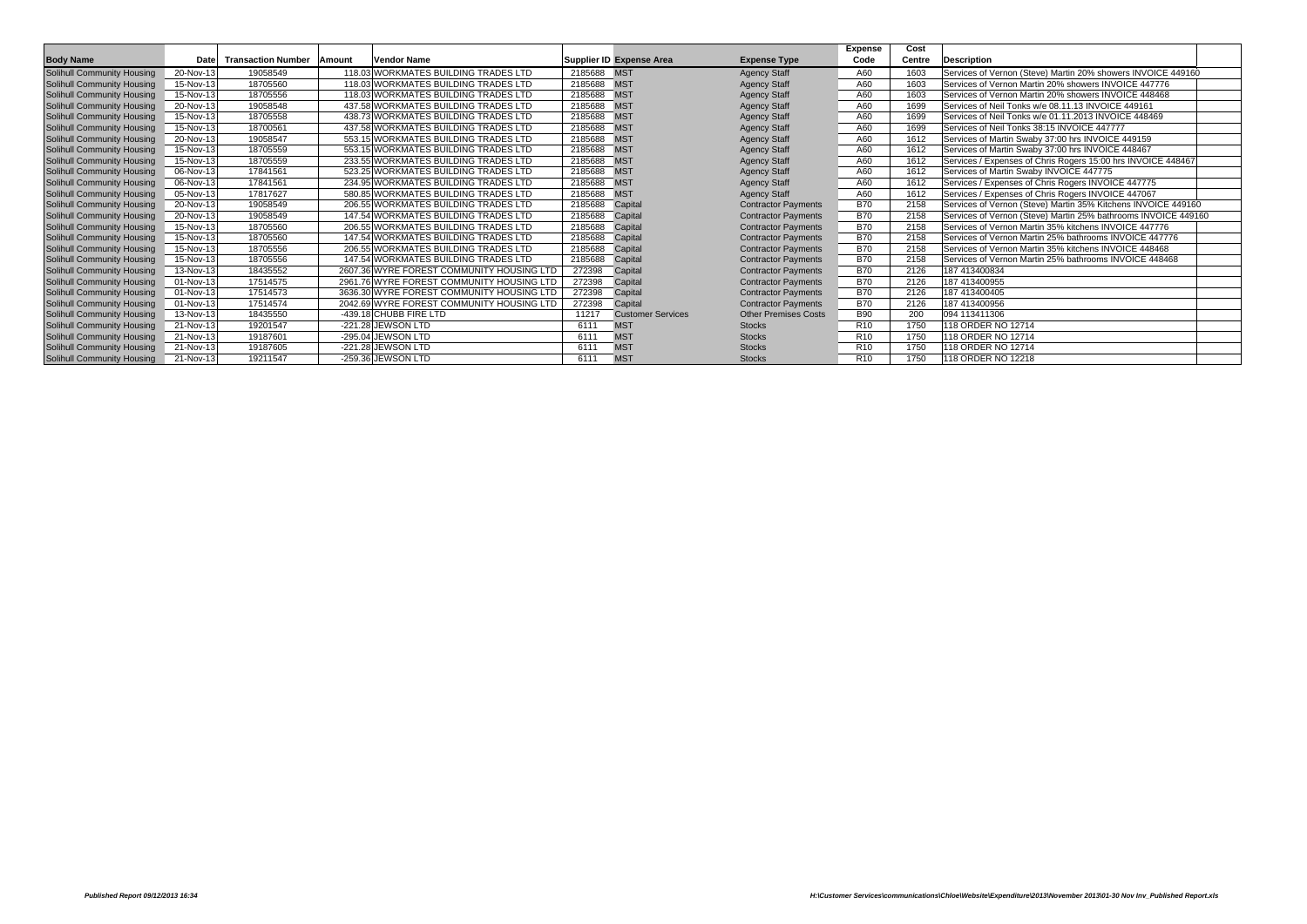| Body Name | Date | Transaction Number | Amount | Vendor Name | Supplier ID | Expense Area | Expense Type | Expense Code | Cost Centre | Description |
|---|---|---|---|---|---|---|---|---|---|---|
| Solihull Community Housing | 20-Nov-13 | 19058549 | 118.03 | WORKMATES BUILDING TRADES LTD | 2185688 | MST | Agency Staff | A60 | 1603 | Services of Vernon (Steve) Martin 20% showers INVOICE 449160 |
| Solihull Community Housing | 15-Nov-13 | 18705560 | 118.03 | WORKMATES BUILDING TRADES LTD | 2185688 | MST | Agency Staff | A60 | 1603 | Services of Vernon Martin 20% showers INVOICE 447776 |
| Solihull Community Housing | 15-Nov-13 | 18705556 | 118.03 | WORKMATES BUILDING TRADES LTD | 2185688 | MST | Agency Staff | A60 | 1603 | Services of Vernon Martin 20% showers INVOICE 448468 |
| Solihull Community Housing | 20-Nov-13 | 19058548 | 437.58 | WORKMATES BUILDING TRADES LTD | 2185688 | MST | Agency Staff | A60 | 1699 | Services of Neil Tonks w/e 08.11.13 INVOICE 449161 |
| Solihull Community Housing | 15-Nov-13 | 18705558 | 438.73 | WORKMATES BUILDING TRADES LTD | 2185688 | MST | Agency Staff | A60 | 1699 | Services of Neil Tonks w/e 01.11.2013 INVOICE 448469 |
| Solihull Community Housing | 15-Nov-13 | 18700561 | 437.58 | WORKMATES BUILDING TRADES LTD | 2185688 | MST | Agency Staff | A60 | 1699 | Services of Neil Tonks 38:15 INVOICE 447777 |
| Solihull Community Housing | 20-Nov-13 | 19058547 | 553.15 | WORKMATES BUILDING TRADES LTD | 2185688 | MST | Agency Staff | A60 | 1612 | Services of Martin Swaby 37:00 hrs INVOICE 449159 |
| Solihull Community Housing | 15-Nov-13 | 18705559 | 553.15 | WORKMATES BUILDING TRADES LTD | 2185688 | MST | Agency Staff | A60 | 1612 | Services of Martin Swaby 37:00 hrs INVOICE 448467 |
| Solihull Community Housing | 15-Nov-13 | 18705559 | 233.55 | WORKMATES BUILDING TRADES LTD | 2185688 | MST | Agency Staff | A60 | 1612 | Services / Expenses of Chris Rogers 15:00 hrs INVOICE 448467 |
| Solihull Community Housing | 06-Nov-13 | 17841561 | 523.25 | WORKMATES BUILDING TRADES LTD | 2185688 | MST | Agency Staff | A60 | 1612 | Services of Martin Swaby INVOICE 447775 |
| Solihull Community Housing | 06-Nov-13 | 17841561 | 234.95 | WORKMATES BUILDING TRADES LTD | 2185688 | MST | Agency Staff | A60 | 1612 | Services / Expenses of Chris Rogers INVOICE 447775 |
| Solihull Community Housing | 05-Nov-13 | 17817627 | 580.85 | WORKMATES BUILDING TRADES LTD | 2185688 | MST | Agency Staff | A60 | 1612 | Services / Expenses of Chris Rogers INVOICE 447067 |
| Solihull Community Housing | 20-Nov-13 | 19058549 | 206.55 | WORKMATES BUILDING TRADES LTD | 2185688 | Capital | Contractor Payments | B70 | 2158 | Services of Vernon (Steve) Martin 35% Kitchens INVOICE 449160 |
| Solihull Community Housing | 20-Nov-13 | 19058549 | 147.54 | WORKMATES BUILDING TRADES LTD | 2185688 | Capital | Contractor Payments | B70 | 2158 | Services of Vernon (Steve) Martin 25% bathrooms INVOICE 449160 |
| Solihull Community Housing | 15-Nov-13 | 18705560 | 206.55 | WORKMATES BUILDING TRADES LTD | 2185688 | Capital | Contractor Payments | B70 | 2158 | Services of Vernon Martin 35% kitchens INVOICE 447776 |
| Solihull Community Housing | 15-Nov-13 | 18705560 | 147.54 | WORKMATES BUILDING TRADES LTD | 2185688 | Capital | Contractor Payments | B70 | 2158 | Services of Vernon Martin 25% bathrooms INVOICE 447776 |
| Solihull Community Housing | 15-Nov-13 | 18705556 | 206.55 | WORKMATES BUILDING TRADES LTD | 2185688 | Capital | Contractor Payments | B70 | 2158 | Services of Vernon Martin 35% kitchens INVOICE 448468 |
| Solihull Community Housing | 15-Nov-13 | 18705556 | 147.54 | WORKMATES BUILDING TRADES LTD | 2185688 | Capital | Contractor Payments | B70 | 2158 | Services of Vernon Martin 25% bathrooms INVOICE 448468 |
| Solihull Community Housing | 13-Nov-13 | 18435552 | 2607.36 | WYRE FOREST COMMUNITY HOUSING LTD | 272398 | Capital | Contractor Payments | B70 | 2126 | 187 413400834 |
| Solihull Community Housing | 01-Nov-13 | 17514575 | 2961.76 | WYRE FOREST COMMUNITY HOUSING LTD | 272398 | Capital | Contractor Payments | B70 | 2126 | 187 413400955 |
| Solihull Community Housing | 01-Nov-13 | 17514573 | 3636.30 | WYRE FOREST COMMUNITY HOUSING LTD | 272398 | Capital | Contractor Payments | B70 | 2126 | 187 413400405 |
| Solihull Community Housing | 01-Nov-13 | 17514574 | 2042.69 | WYRE FOREST COMMUNITY HOUSING LTD | 272398 | Capital | Contractor Payments | B70 | 2126 | 187 413400956 |
| Solihull Community Housing | 13-Nov-13 | 18435550 | -439.18 | CHUBB FIRE LTD | 11217 | Customer Services | Other Premises Costs | B90 | 200 | 094 113411306 |
| Solihull Community Housing | 21-Nov-13 | 19201547 | -221.28 | JEWSON LTD | 6111 | MST | Stocks | R10 | 1750 | 118 ORDER NO 12714 |
| Solihull Community Housing | 21-Nov-13 | 19187601 | -295.04 | JEWSON LTD | 6111 | MST | Stocks | R10 | 1750 | 118 ORDER NO 12714 |
| Solihull Community Housing | 21-Nov-13 | 19187605 | -221.28 | JEWSON LTD | 6111 | MST | Stocks | R10 | 1750 | 118 ORDER NO 12714 |
| Solihull Community Housing | 21-Nov-13 | 19211547 | -259.36 | JEWSON LTD | 6111 | MST | Stocks | R10 | 1750 | 118 ORDER NO 12218 |